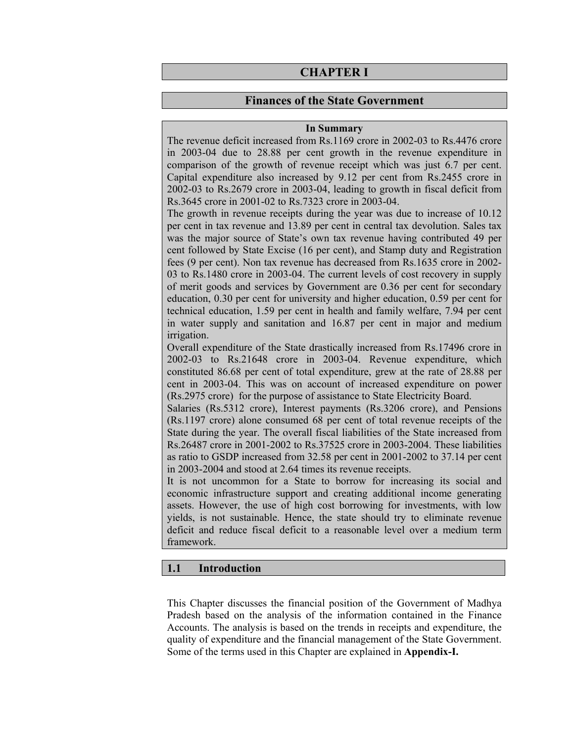# CHAPTER I

## Finances of the State Government

**In Summary**

The revenue deficit increased from Rs.1169 crore in 2002-03 to Rs.4476 crore in 2003-04 due to 28.88 per cent growth in the revenue expenditure in comparison of the growth of revenue receipt which was just 6.7 per cent. Capital expenditure also increased by 9.12 per cent from Rs.2455 crore in 2002-03 to Rs.2679 crore in 2003-04, leading to growth in fiscal deficit from Rs.3645 crore in 2001-02 to Rs.7323 crore in 2003-04.

The growth in revenue receipts during the year was due to increase of 10.12 per cent in tax revenue and 13.89 per cent in central tax devolution. Sales tax was the major source of State's own tax revenue having contributed 49 per cent followed by State Excise (16 per cent), and Stamp duty and Registration fees (9 per cent). Non tax revenue has decreased from Rs.1635 crore in 2002-03 to Rs.1480 crore in 2003-04. The current levels of cost recovery in supply of merit goods and services by Government are 0.36 per cent for secondary education, 0.30 per cent for university and higher education, 0.59 per cent for technical education, 1.59 per cent in health and family welfare, 7.94 per cent in water supply and sanitation and 16.87 per cent in major and medium irrigation.

Overall expenditure of the State drastically increased from Rs.17496 crore in 2002-03 to Rs.21648 crore in 2003-04. Revenue expenditure, which constituted 86.68 per cent of total expenditure, grew at the rate of 28.88 per cent in 2003-04. This was on account of increased expenditure on power (Rs.2975 crore) for the purpose of assistance to State Electricity Board.

Salaries (Rs.5312 crore), Interest payments (Rs.3206 crore), and Pensions (Rs.1197 crore) alone consumed 68 per cent of total revenue receipts of the State during the year. The overall fiscal liabilities of the State increased from Rs.26487 crore in 2001-2002 to Rs.37525 crore in 2003-2004. These liabilities as ratio to GSDP increased from 32.58 per cent in 2001-2002 to 37.14 per cent in 2003-2004 and stood at 2.64 times its revenue receipts.

It is not uncommon for a State to borrow for increasing its social and economic infrastructure support and creating additional income generating assets. However, the use of high cost borrowing for investments, with low yields, is not sustainable. Hence, the state should try to eliminate revenue deficit and reduce fiscal deficit to a reasonable level over a medium term framework.

## 1.1 Introduction

This Chapter discusses the financial position of the Government of Madhya Pradesh based on the analysis of the information contained in the Finance Accounts. The analysis is based on the trends in receipts and expenditure, the quality of expenditure and the financial management of the State Government. Some of the terms used in this Chapter are explained in **Appendix-I.**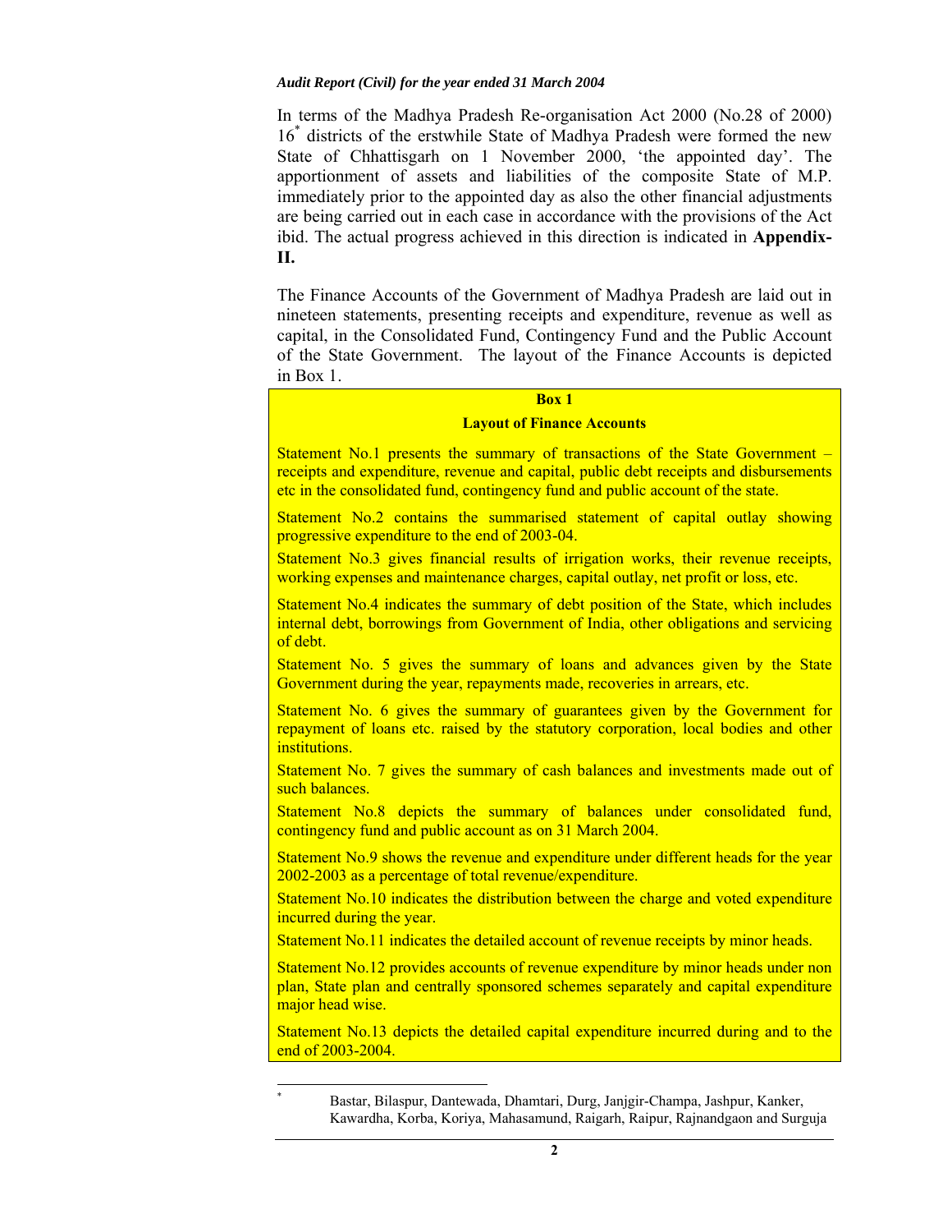In terms of the Madhya Pradesh Re-organisation Act 2000 (No.28 of 2000) 16[*] districts of the erstwhile State of Madhya Pradesh were formed the new State of Chhattisgarh on 1 November 2000, 'the appointed day'. The apportionment of assets and liabilities of the composite State of M.P. immediately prior to the appointed day as also the other financial adjustments are being carried out in each case in accordance with the provisions of the Act ibid. The actual progress achieved in this direction is indicated in **Appendix-II.**

The Finance Accounts of the Government of Madhya Pradesh are laid out in nineteen statements, presenting receipts and expenditure, revenue as well as capital, in the Consolidated Fund, Contingency Fund and the Public Account of the State Government. The layout of the Finance Accounts is depicted in Box 1.

**Box 1**

**Layout of Finance Accounts**

Statement No.1 presents the summary of transactions of the State Government – receipts and expenditure, revenue and capital, public debt receipts and disbursements etc in the consolidated fund, contingency fund and public account of the state.

Statement No.2 contains the summarised statement of capital outlay showing progressive expenditure to the end of 2003-04.

Statement No.3 gives financial results of irrigation works, their revenue receipts, working expenses and maintenance charges, capital outlay, net profit or loss, etc.

Statement No.4 indicates the summary of debt position of the State, which includes internal debt, borrowings from Government of India, other obligations and servicing of debt.

Statement No. 5 gives the summary of loans and advances given by the State Government during the year, repayments made, recoveries in arrears, etc.

Statement No. 6 gives the summary of guarantees given by the Government for repayment of loans etc. raised by the statutory corporation, local bodies and other institutions.

Statement No. 7 gives the summary of cash balances and investments made out of such balances.

Statement No.8 depicts the summary of balances under consolidated fund, contingency fund and public account as on 31 March 2004.

Statement No.9 shows the revenue and expenditure under different heads for the year 2002-2003 as a percentage of total revenue/expenditure.

Statement No.10 indicates the distribution between the charge and voted expenditure incurred during the year.

Statement No.11 indicates the detailed account of revenue receipts by minor heads.

Statement No.12 provides accounts of revenue expenditure by minor heads under non plan, State plan and centrally sponsored schemes separately and capital expenditure major head wise.

Statement No.13 depicts the detailed capital expenditure incurred during and to the end of 2003-2004.

---

[*] Bastar, Bilaspur, Dantewada, Dhamtari, Durg, Janjgir-Champa, Jashpur, Kanker, Kawardha, Korba, Koriya, Mahasamund, Raigarh, Raipur, Rajnandgaon and Surguja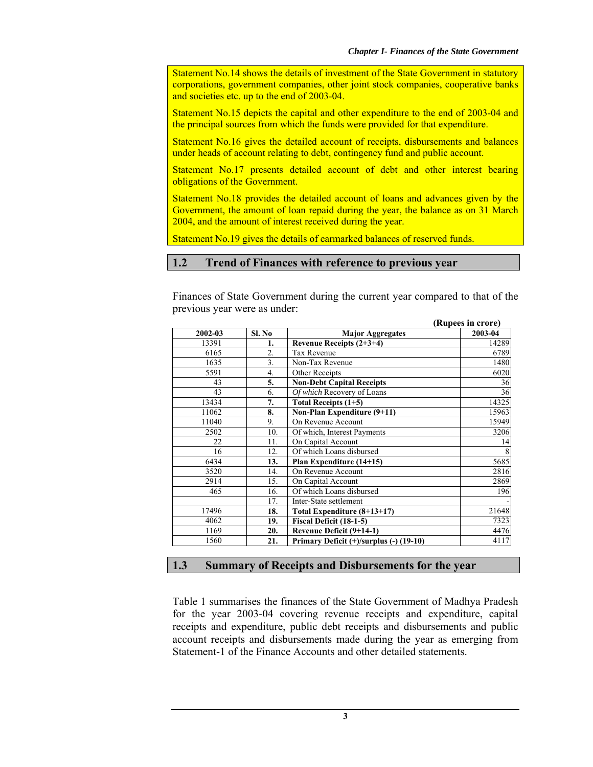Statement No.14 shows the details of investment of the State Government in statutory corporations, government companies, other joint stock companies, cooperative banks and societies etc. up to the end of 2003-04.

Statement No.15 depicts the capital and other expenditure to the end of 2003-04 and the principal sources from which the funds were provided for that expenditure.

Statement No.16 gives the detailed account of receipts, disbursements and balances under heads of account relating to debt, contingency fund and public account.

Statement No.17 presents detailed account of debt and other interest bearing obligations of the Government.

Statement No.18 provides the detailed account of loans and advances given by the Government, the amount of loan repaid during the year, the balance as on 31 March 2004, and the amount of interest received during the year.

Statement No.19 gives the details of earmarked balances of reserved funds.

## 1.2 Trend of Finances with reference to previous year

Finances of State Government during the current year compared to that of the previous year were as under:

**(Rupees in crore)**

| 2002-03 | Sl. No | Major Aggregates | 2003-04 |
|---|---|---|---|
| 13391 | **1.** | **Revenue Receipts (2+3+4)** | 14289 |
| 6165 | 2. | Tax Revenue | 6789 |
| 1635 | 3. | Non-Tax Revenue | 1480 |
| 5591 | 4. | Other Receipts | 6020 |
| 43 | **5.** | **Non-Debt Capital Receipts** | 36 |
| 43 | 6. | *Of which* Recovery of Loans | 36 |
| 13434 | **7.** | **Total Receipts (1+5)** | 14325 |
| 11062 | **8.** | **Non-Plan Expenditure (9+11)** | 15963 |
| 11040 | 9. | On Revenue Account | 15949 |
| 2502 | 10. | Of which, Interest Payments | 3206 |
| 22 | 11. | On Capital Account | 14 |
| 16 | 12. | Of which Loans disbursed | 8 |
| 6434 | **13.** | **Plan Expenditure (14+15)** | 5685 |
| 3520 | 14. | On Revenue Account | 2816 |
| 2914 | 15. | On Capital Account | 2869 |
| 465 | 16. | Of which Loans disbursed | 196 |
| | 17. | Inter-State settlement | - |
| 17496 | **18.** | **Total Expenditure (8+13+17)** | 21648 |
| 4062 | **19.** | **Fiscal Deficit (18-1-5)** | 7323 |
| 1169 | **20.** | **Revenue Deficit (9+14-1)** | 4476 |
| 1560 | **21.** | **Primary Deficit (+)/surplus (-) (19-10)** | 4117 |

## 1.3 Summary of Receipts and Disbursements for the year

Table 1 summarises the finances of the State Government of Madhya Pradesh for the year 2003-04 covering revenue receipts and expenditure, capital receipts and expenditure, public debt receipts and disbursements and public account receipts and disbursements made during the year as emerging from Statement-1 of the Finance Accounts and other detailed statements.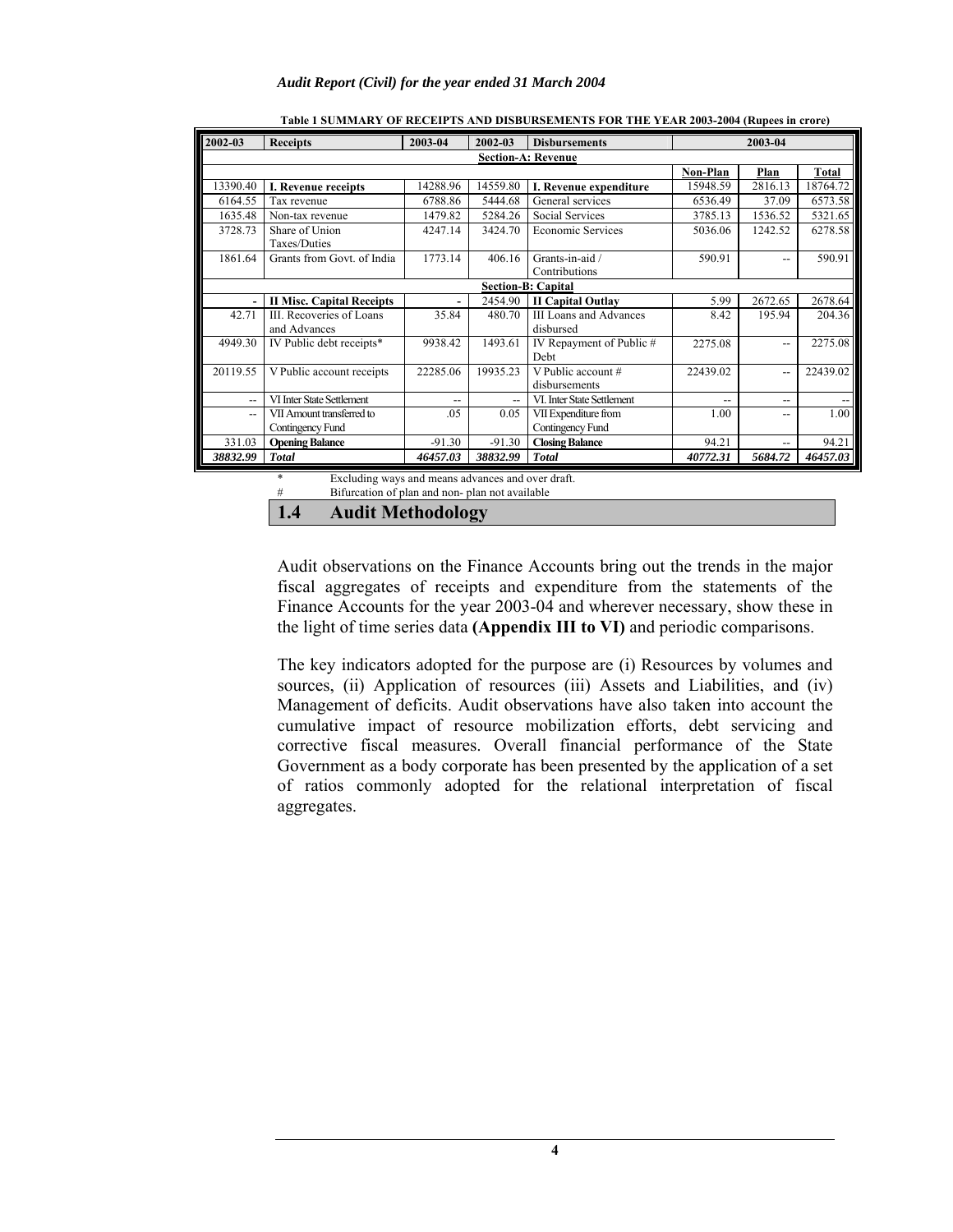**Table 1 SUMMARY OF RECEIPTS AND DISBURSEMENTS FOR THE YEAR 2003-2004 (Rupees in crore)**

| 2002-03 | Receipts | 2003-04 | 2002-03 | Disbursements | 2003-04 | | |
|---|---|---|---|---|---|---|---|
| | | | | **Section-A: Revenue** | | | |
| | | | | | Non-Plan | Plan | Total |
| 13390.40 | **I. Revenue receipts** | 14288.96 | 14559.80 | **I. Revenue expenditure** | 15948.59 | 2816.13 | 18764.72 |
| 6164.55 | Tax revenue | 6788.86 | 5444.68 | General services | 6536.49 | 37.09 | 6573.58 |
| 1635.48 | Non-tax revenue | 1479.82 | 5284.26 | Social Services | 3785.13 | 1536.52 | 5321.65 |
| 3728.73 | Share of Union Taxes/Duties | 4247.14 | 3424.70 | Economic Services | 5036.06 | 1242.52 | 6278.58 |
| 1861.64 | Grants from Govt. of India | 1773.14 | 406.16 | Grants-in-aid / Contributions | 590.91 | -- | 590.91 |
| | | | | **Section-B: Capital** | | | |
| - | **II Misc. Capital Receipts** | - | 2454.90 | **II Capital Outlay** | 5.99 | 2672.65 | 2678.64 |
| 42.71 | III. Recoveries of Loans and Advances | 35.84 | 480.70 | III Loans and Advances disbursed | 8.42 | 195.94 | 204.36 |
| 4949.30 | IV Public debt receipts* | 9938.42 | 1493.61 | IV Repayment of Public # Debt | 2275.08 | -- | 2275.08 |
| 20119.55 | V Public account receipts | 22285.06 | 19935.23 | V Public account # disbursements | 22439.02 | -- | 22439.02 |
| -- | VI Inter State Settlement | -- | -- | VI. Inter State Settlement | -- | -- | -- |
| -- | VII Amount transferred to Contingency Fund | .05 | 0.05 | VII Expenditure from Contingency Fund | 1.00 | -- | 1.00 |
| 331.03 | **Opening Balance** | -91.30 | -91.30 | **Closing Balance** | 94.21 | -- | 94.21 |
| ***38832.99*** | ***Total*** | ***46457.03*** | ***38832.99*** | ***Total*** | ***40772.31*** | ***5684.72*** | ***46457.03*** |

\* Excluding ways and means advances and over draft.

\# Bifurcation of plan and non- plan not available

## 1.4 Audit Methodology

Audit observations on the Finance Accounts bring out the trends in the major fiscal aggregates of receipts and expenditure from the statements of the Finance Accounts for the year 2003-04 and wherever necessary, show these in the light of time series data **(Appendix III to VI)** and periodic comparisons.

The key indicators adopted for the purpose are (i) Resources by volumes and sources, (ii) Application of resources (iii) Assets and Liabilities, and (iv) Management of deficits. Audit observations have also taken into account the cumulative impact of resource mobilization efforts, debt servicing and corrective fiscal measures. Overall financial performance of the State Government as a body corporate has been presented by the application of a set of ratios commonly adopted for the relational interpretation of fiscal aggregates.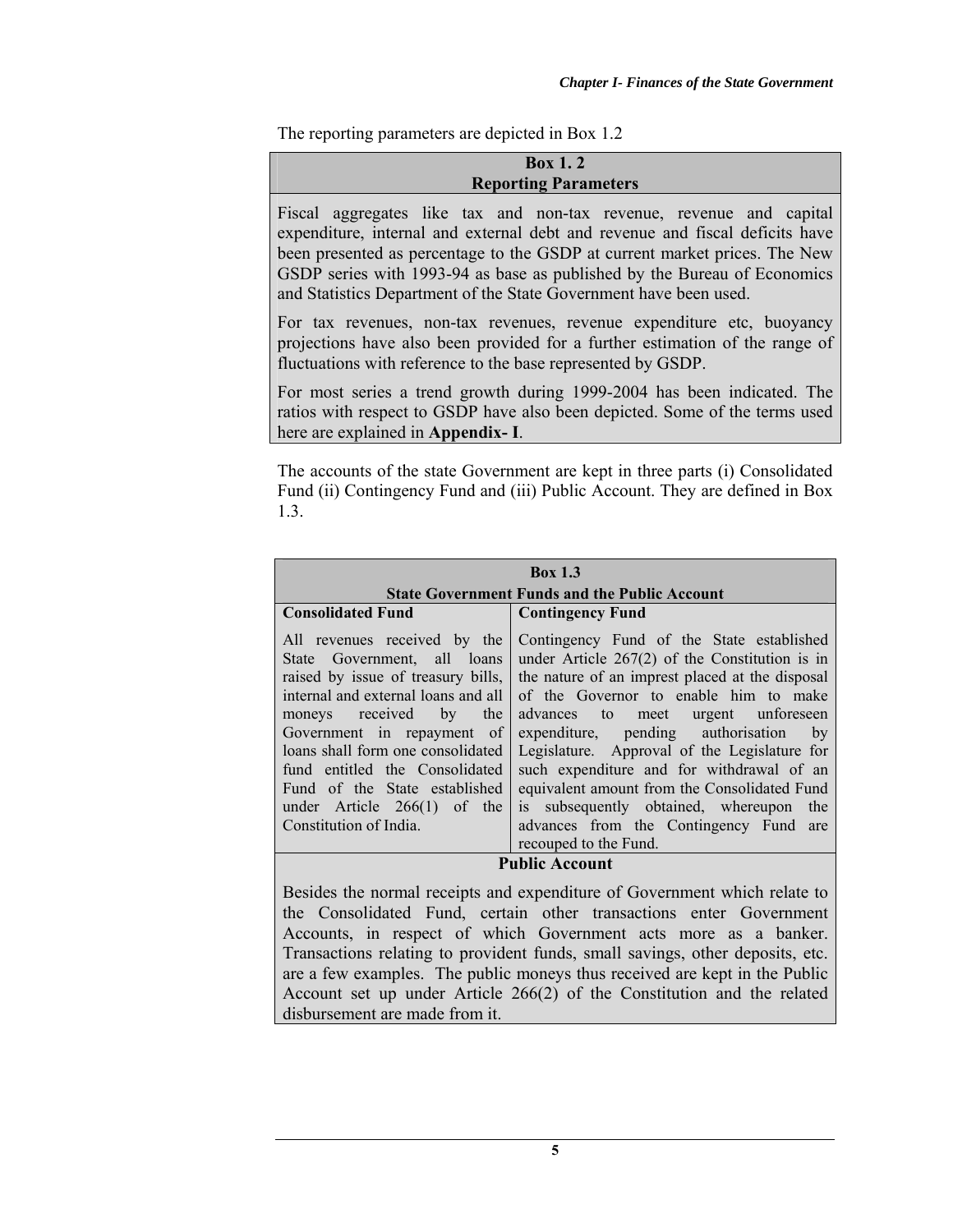The reporting parameters are depicted in Box 1.2

**Box 1. 2**
**Reporting Parameters**

Fiscal aggregates like tax and non-tax revenue, revenue and capital expenditure, internal and external debt and revenue and fiscal deficits have been presented as percentage to the GSDP at current market prices. The New GSDP series with 1993-94 as base as published by the Bureau of Economics and Statistics Department of the State Government have been used.

For tax revenues, non-tax revenues, revenue expenditure etc, buoyancy projections have also been provided for a further estimation of the range of fluctuations with reference to the base represented by GSDP.

For most series a trend growth during 1999-2004 has been indicated. The ratios with respect to GSDP have also been depicted. Some of the terms used here are explained in **Appendix- I**.

The accounts of the state Government are kept in three parts (i) Consolidated Fund (ii) Contingency Fund and (iii) Public Account. They are defined in Box 1.3.

**Box 1.3**
**State Government Funds and the Public Account**

| Consolidated Fund | Contingency Fund |
|---|---|
| All revenues received by the State Government, all loans raised by issue of treasury bills, internal and external loans and all moneys received by the Government in repayment of loans shall form one consolidated fund entitled the Consolidated Fund of the State established under Article 266(1) of the Constitution of India. | Contingency Fund of the State established under Article 267(2) of the Constitution is in the nature of an imprest placed at the disposal of the Governor to enable him to make advances to meet urgent unforeseen expenditure, pending authorisation by Legislature. Approval of the Legislature for such expenditure and for withdrawal of an equivalent amount from the Consolidated Fund is subsequently obtained, whereupon the advances from the Contingency Fund are recouped to the Fund. |

**Public Account**

Besides the normal receipts and expenditure of Government which relate to the Consolidated Fund, certain other transactions enter Government Accounts, in respect of which Government acts more as a banker. Transactions relating to provident funds, small savings, other deposits, etc. are a few examples. The public moneys thus received are kept in the Public Account set up under Article 266(2) of the Constitution and the related disbursement are made from it.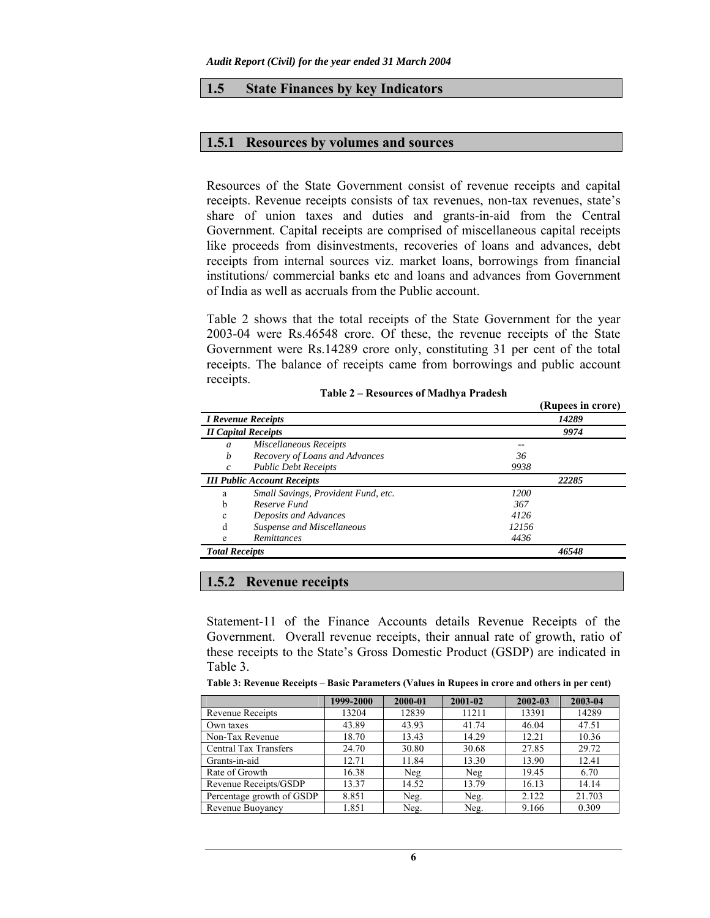## 1.5 State Finances by key Indicators

### 1.5.1 Resources by volumes and sources

Resources of the State Government consist of revenue receipts and capital receipts. Revenue receipts consists of tax revenues, non-tax revenues, state's share of union taxes and duties and grants-in-aid from the Central Government. Capital receipts are comprised of miscellaneous capital receipts like proceeds from disinvestments, recoveries of loans and advances, debt receipts from internal sources viz. market loans, borrowings from financial institutions/ commercial banks etc and loans and advances from Government of India as well as accruals from the Public account.

Table 2 shows that the total receipts of the State Government for the year 2003-04 were Rs.46548 crore. Of these, the revenue receipts of the State Government were Rs.14289 crore only, constituting 31 per cent of the total receipts. The balance of receipts came from borrowings and public account receipts.

**Table 2 – Resources of Madhya Pradesh**

**(Rupees in crore)**

| | | | |
|---|---|---|---|
| ***I Revenue Receipts*** | | | ***14289*** |
| ***II Capital Receipts*** | | | ***9974*** |
| *a* | *Miscellaneous Receipts* | -- | |
| *b* | *Recovery of Loans and Advances* | *36* | |
| *c* | *Public Debt Receipts* | *9938* | |
| ***III Public Account Receipts*** | | | ***22285*** |
| a | *Small Savings, Provident Fund, etc.* | *1200* | |
| b | *Reserve Fund* | *367* | |
| c | *Deposits and Advances* | *4126* | |
| d | *Suspense and Miscellaneous* | *12156* | |
| e | *Remittances* | *4436* | |
| ***Total Receipts*** | | | ***46548*** |

### 1.5.2 Revenue receipts

Statement-11 of the Finance Accounts details Revenue Receipts of the Government. Overall revenue receipts, their annual rate of growth, ratio of these receipts to the State's Gross Domestic Product (GSDP) are indicated in Table 3.

**Table 3: Revenue Receipts – Basic Parameters (Values in Rupees in crore and others in per cent)**

| | 1999-2000 | 2000-01 | 2001-02 | 2002-03 | 2003-04 |
|---|---|---|---|---|---|
| Revenue Receipts | 13204 | 12839 | 11211 | 13391 | 14289 |
| Own taxes | 43.89 | 43.93 | 41.74 | 46.04 | 47.51 |
| Non-Tax Revenue | 18.70 | 13.43 | 14.29 | 12.21 | 10.36 |
| Central Tax Transfers | 24.70 | 30.80 | 30.68 | 27.85 | 29.72 |
| Grants-in-aid | 12.71 | 11.84 | 13.30 | 13.90 | 12.41 |
| Rate of Growth | 16.38 | Neg | Neg | 19.45 | 6.70 |
| Revenue Receipts/GSDP | 13.37 | 14.52 | 13.79 | 16.13 | 14.14 |
| Percentage growth of GSDP | 8.851 | Neg. | Neg. | 2.122 | 21.703 |
| Revenue Buoyancy | 1.851 | Neg. | Neg. | 9.166 | 0.309 |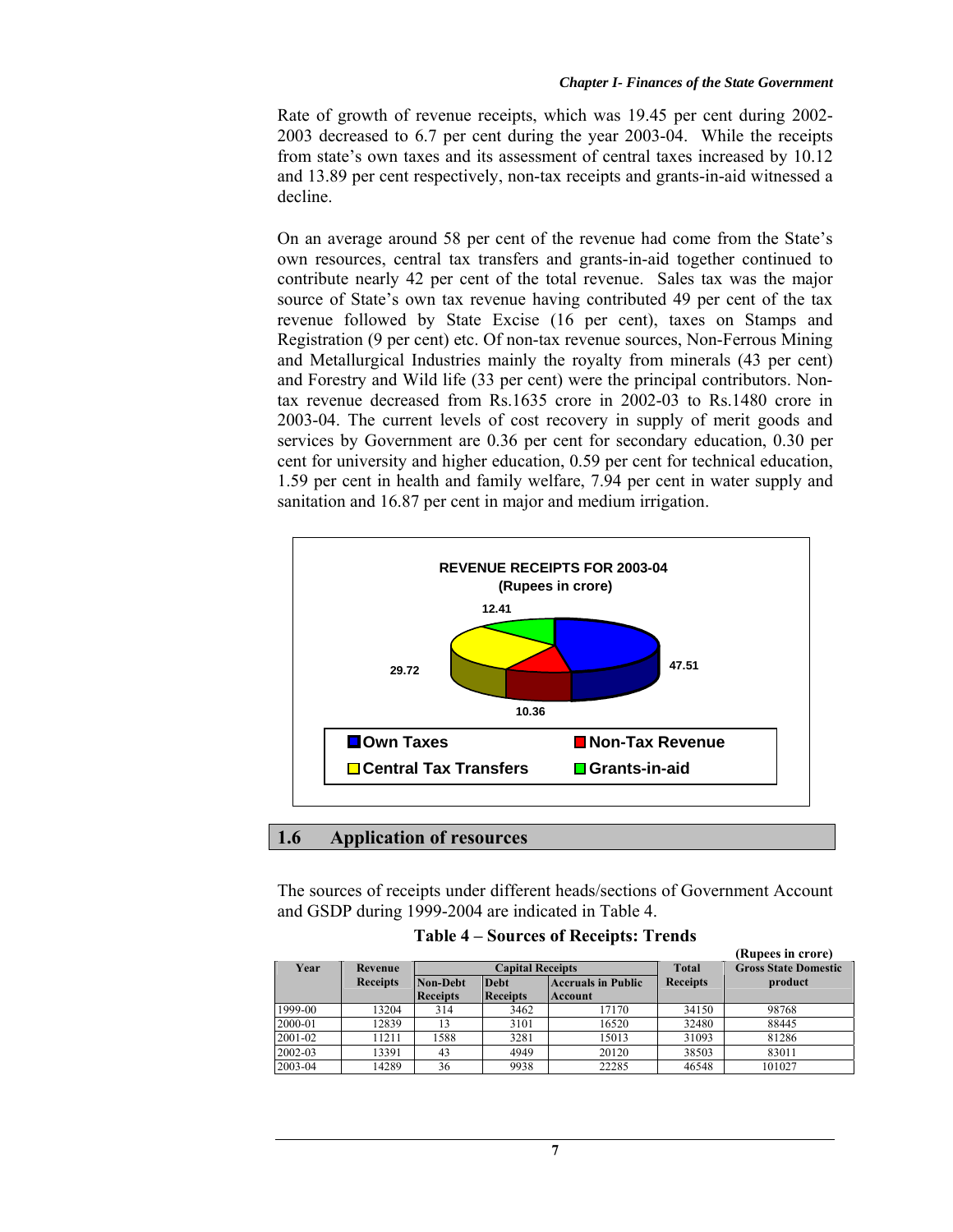Rate of growth of revenue receipts, which was 19.45 per cent during 2002-2003 decreased to 6.7 per cent during the year 2003-04. While the receipts from state's own taxes and its assessment of central taxes increased by 10.12 and 13.89 per cent respectively, non-tax receipts and grants-in-aid witnessed a decline.

On an average around 58 per cent of the revenue had come from the State's own resources, central tax transfers and grants-in-aid together continued to contribute nearly 42 per cent of the total revenue. Sales tax was the major source of State's own tax revenue having contributed 49 per cent of the tax revenue followed by State Excise (16 per cent), taxes on Stamps and Registration (9 per cent) etc. Of non-tax revenue sources, Non-Ferrous Mining and Metallurgical Industries mainly the royalty from minerals (43 per cent) and Forestry and Wild life (33 per cent) were the principal contributors. Non-tax revenue decreased from Rs.1635 crore in 2002-03 to Rs.1480 crore in 2003-04. The current levels of cost recovery in supply of merit goods and services by Government are 0.36 per cent for secondary education, 0.30 per cent for university and higher education, 0.59 per cent for technical education, 1.59 per cent in health and family welfare, 7.94 per cent in water supply and sanitation and 16.87 per cent in major and medium irrigation.

**REVENUE RECEIPTS FOR 2003-04**
**(Rupees in crore)**

| Category | Share |
|---|---|
| Own Taxes | 47.51 |
| Non-Tax Revenue | 10.36 |
| Central Tax Transfers | 29.72 |
| Grants-in-aid | 12.41 |

## 1.6 Application of resources

The sources of receipts under different heads/sections of Government Account and GSDP during 1999-2004 are indicated in Table 4.

**Table 4 – Sources of Receipts: Trends**

(Rupees in crore)

| Year | Revenue Receipts | Capital Receipts | | | Total Receipts | Gross State Domestic product |
|---|---|---|---|---|---|---|
| | | Non-Debt Receipts | Debt Receipts | Accruals in Public Account | | |
| 1999-00 | 13204 | 314 | 3462 | 17170 | 34150 | 98768 |
| 2000-01 | 12839 | 13 | 3101 | 16520 | 32480 | 88445 |
| 2001-02 | 11211 | 1588 | 3281 | 15013 | 31093 | 81286 |
| 2002-03 | 13391 | 43 | 4949 | 20120 | 38503 | 83011 |
| 2003-04 | 14289 | 36 | 9938 | 22285 | 46548 | 101027 |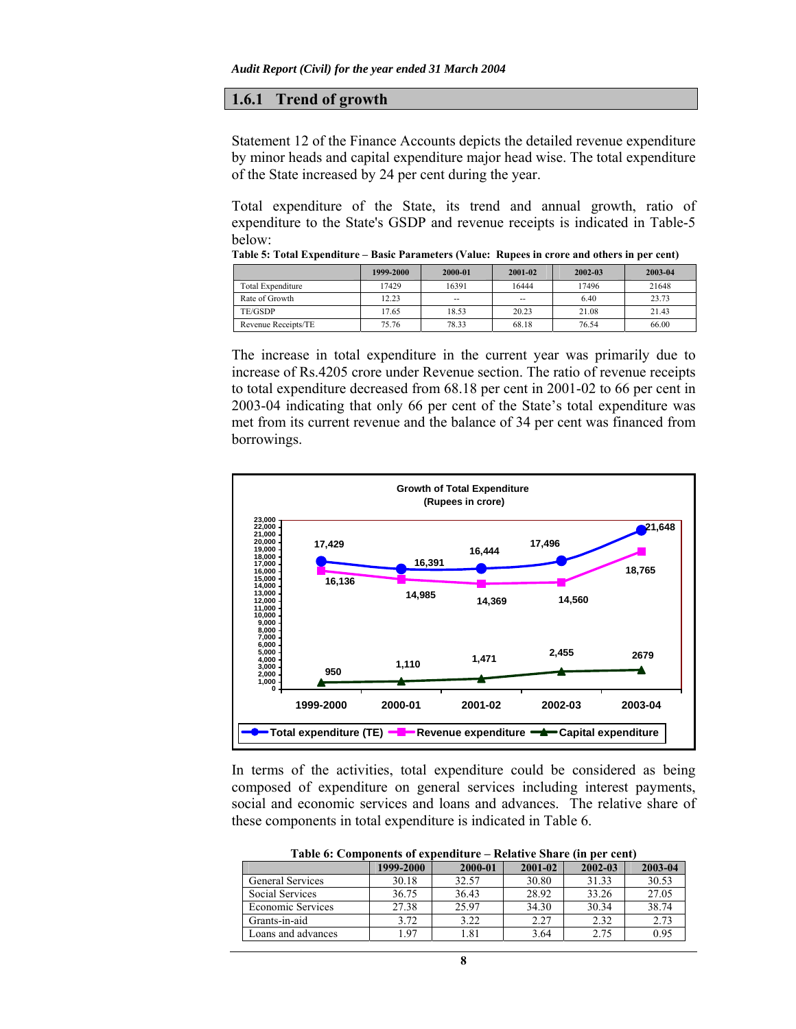## 1.6.1 Trend of growth

Statement 12 of the Finance Accounts depicts the detailed revenue expenditure by minor heads and capital expenditure major head wise. The total expenditure of the State increased by 24 per cent during the year.

Total expenditure of the State, its trend and annual growth, ratio of expenditure to the State's GSDP and revenue receipts is indicated in Table-5 below:

**Table 5: Total Expenditure – Basic Parameters (Value: Rupees in crore and others in per cent)**

| | 1999-2000 | 2000-01 | 2001-02 | 2002-03 | 2003-04 |
|---|---|---|---|---|---|
| Total Expenditure | 17429 | 16391 | 16444 | 17496 | 21648 |
| Rate of Growth | 12.23 | -- | -- | 6.40 | 23.73 |
| TE/GSDP | 17.65 | 18.53 | 20.23 | 21.08 | 21.43 |
| Revenue Receipts/TE | 75.76 | 78.33 | 68.18 | 76.54 | 66.00 |

The increase in total expenditure in the current year was primarily due to increase of Rs.4205 crore under Revenue section. The ratio of revenue receipts to total expenditure decreased from 68.18 per cent in 2001-02 to 66 per cent in 2003-04 indicating that only 66 per cent of the State's total expenditure was met from its current revenue and the balance of 34 per cent was financed from borrowings.

**Growth of Total Expenditure (Rupees in crore)**

| | 1999-2000 | 2000-01 | 2001-02 | 2002-03 | 2003-04 |
|---|---|---|---|---|---|
| Total expenditure (TE) | 17,429 | 16,391 | 16,444 | 17,496 | 21,648 |
| Revenue expenditure | 16,136 | 14,985 | 14,369 | 14,560 | 18,765 |
| Capital expenditure | 950 | 1,110 | 1,471 | 2,455 | 2679 |

In terms of the activities, total expenditure could be considered as being composed of expenditure on general services including interest payments, social and economic services and loans and advances. The relative share of these components in total expenditure is indicated in Table 6.

**Table 6: Components of expenditure – Relative Share (in per cent)**

| | 1999-2000 | 2000-01 | 2001-02 | 2002-03 | 2003-04 |
|---|---|---|---|---|---|
| General Services | 30.18 | 32.57 | 30.80 | 31.33 | 30.53 |
| Social Services | 36.75 | 36.43 | 28.92 | 33.26 | 27.05 |
| Economic Services | 27.38 | 25.97 | 34.30 | 30.34 | 38.74 |
| Grants-in-aid | 3.72 | 3.22 | 2.27 | 2.32 | 2.73 |
| Loans and advances | 1.97 | 1.81 | 3.64 | 2.75 | 0.95 |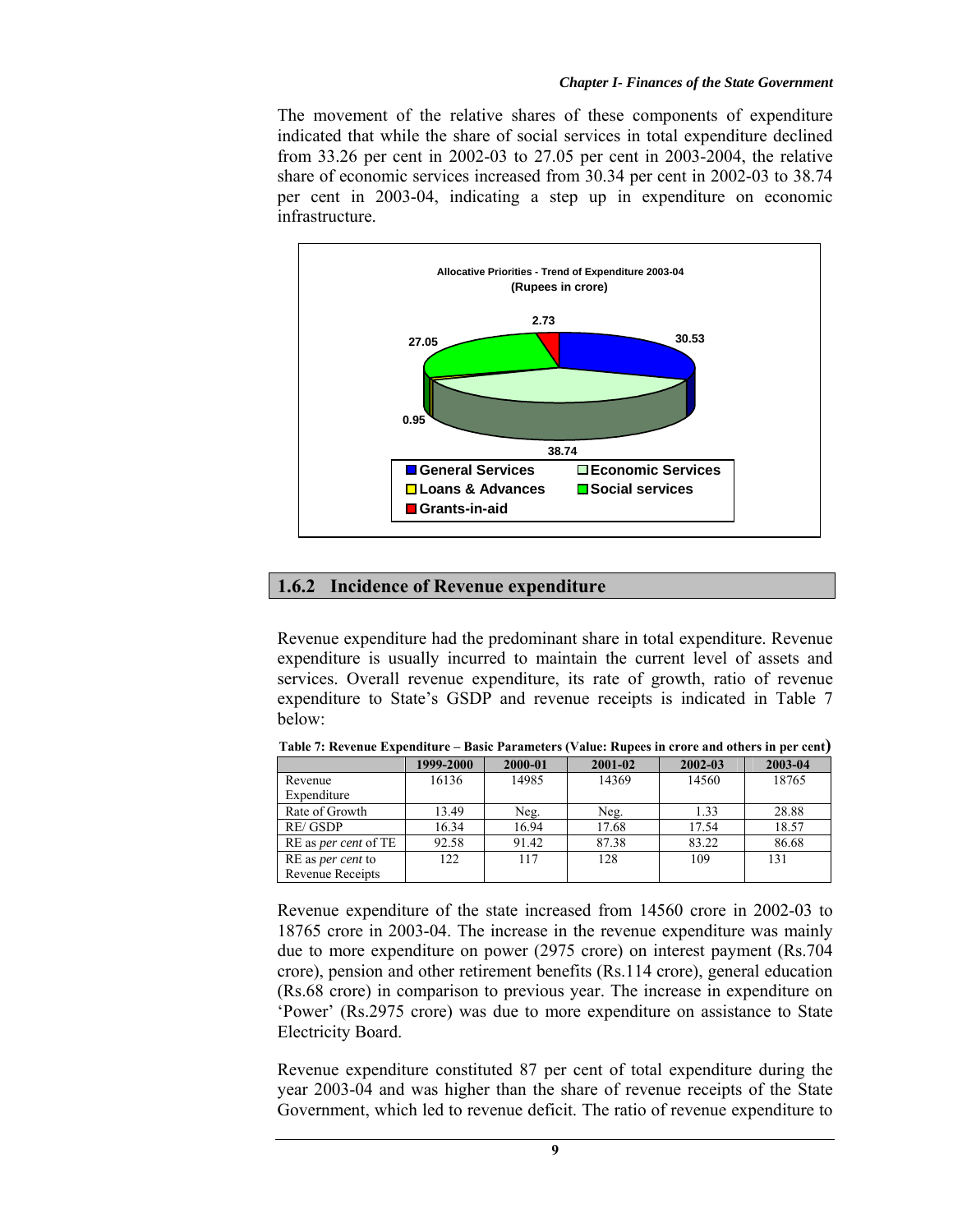The movement of the relative shares of these components of expenditure indicated that while the share of social services in total expenditure declined from 33.26 per cent in 2002-03 to 27.05 per cent in 2003-2004, the relative share of economic services increased from 30.34 per cent in 2002-03 to 38.74 per cent in 2003-04, indicating a step up in expenditure on economic infrastructure.

**Allocative Priorities - Trend of Expenditure 2003-04**
**(Rupees in crore)**

| Component | Share |
|---|---|
| General Services | 30.53 |
| Economic Services | 38.74 |
| Loans & Advances | 0.95 |
| Social services | 27.05 |
| Grants-in-aid | 2.73 |

## 1.6.2 Incidence of Revenue expenditure

Revenue expenditure had the predominant share in total expenditure. Revenue expenditure is usually incurred to maintain the current level of assets and services. Overall revenue expenditure, its rate of growth, ratio of revenue expenditure to State's GSDP and revenue receipts is indicated in Table 7 below:

**Table 7: Revenue Expenditure – Basic Parameters (Value: Rupees in crore and others in per cent)**

| | 1999-2000 | 2000-01 | 2001-02 | 2002-03 | 2003-04 |
|---|---|---|---|---|---|
| Revenue Expenditure | 16136 | 14985 | 14369 | 14560 | 18765 |
| Rate of Growth | 13.49 | Neg. | Neg. | 1.33 | 28.88 |
| RE/ GSDP | 16.34 | 16.94 | 17.68 | 17.54 | 18.57 |
| RE as *per cent* of TE | 92.58 | 91.42 | 87.38 | 83.22 | 86.68 |
| RE as *per cent* to Revenue Receipts | 122 | 117 | 128 | 109 | 131 |

Revenue expenditure of the state increased from 14560 crore in 2002-03 to 18765 crore in 2003-04. The increase in the revenue expenditure was mainly due to more expenditure on power (2975 crore) on interest payment (Rs.704 crore), pension and other retirement benefits (Rs.114 crore), general education (Rs.68 crore) in comparison to previous year. The increase in expenditure on 'Power' (Rs.2975 crore) was due to more expenditure on assistance to State Electricity Board.

Revenue expenditure constituted 87 per cent of total expenditure during the year 2003-04 and was higher than the share of revenue receipts of the State Government, which led to revenue deficit. The ratio of revenue expenditure to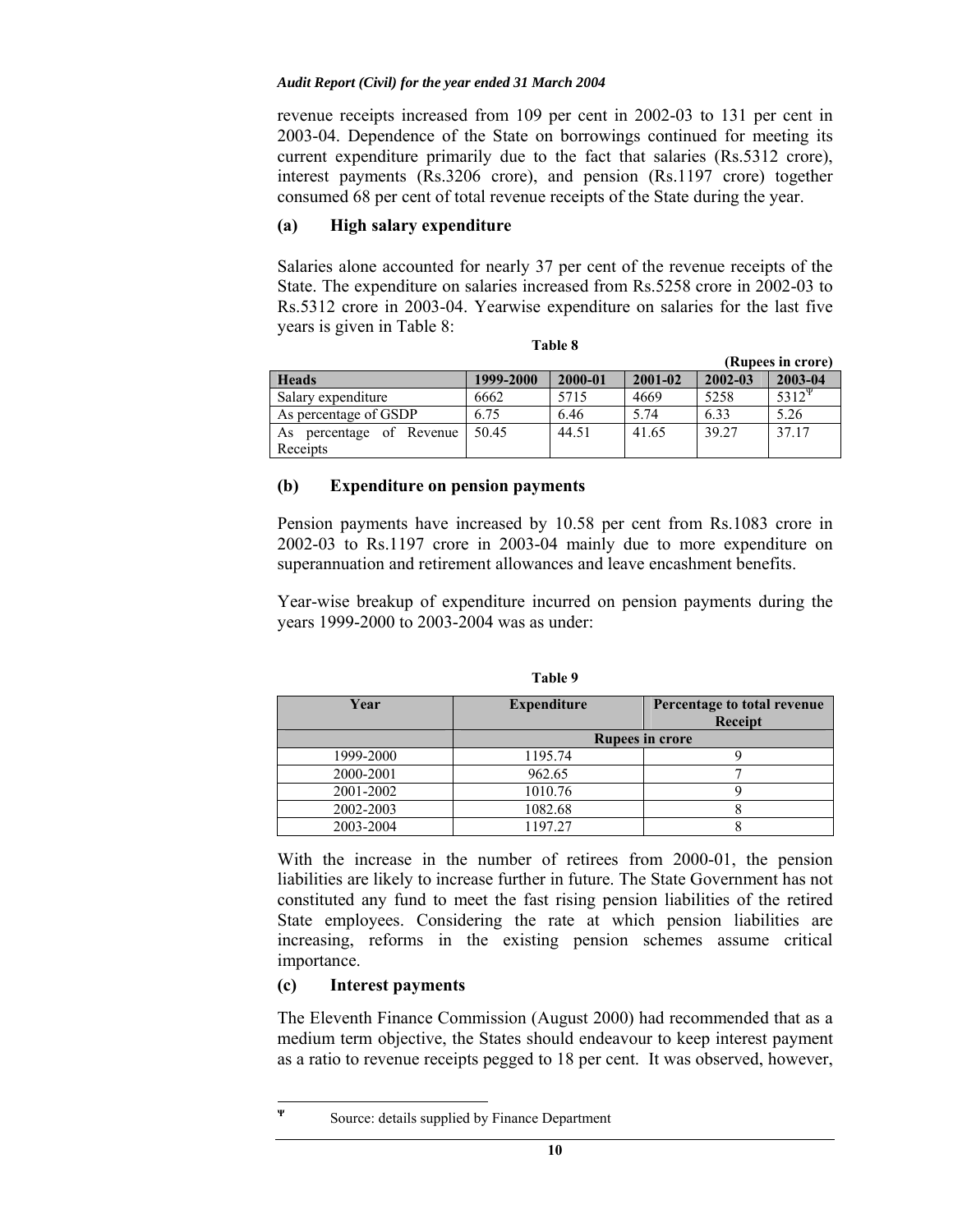revenue receipts increased from 109 per cent in 2002-03 to 131 per cent in 2003-04. Dependence of the State on borrowings continued for meeting its current expenditure primarily due to the fact that salaries (Rs.5312 crore), interest payments (Rs.3206 crore), and pension (Rs.1197 crore) together consumed 68 per cent of total revenue receipts of the State during the year.

### (a) High salary expenditure

Salaries alone accounted for nearly 37 per cent of the revenue receipts of the State. The expenditure on salaries increased from Rs.5258 crore in 2002-03 to Rs.5312 crore in 2003-04. Yearwise expenditure on salaries for the last five years is given in Table 8:

**Table 8**

**(Rupees in crore)**

| Heads | 1999-2000 | 2000-01 | 2001-02 | 2002-03 | 2003-04 |
|---|---|---|---|---|---|
| Salary expenditure | 6662 | 5715 | 4669 | 5258 | 5312[Ψ] |
| As percentage of GSDP | 6.75 | 6.46 | 5.74 | 6.33 | 5.26 |
| As percentage of Revenue Receipts | 50.45 | 44.51 | 41.65 | 39.27 | 37.17 |

### (b) Expenditure on pension payments

Pension payments have increased by 10.58 per cent from Rs.1083 crore in 2002-03 to Rs.1197 crore in 2003-04 mainly due to more expenditure on superannuation and retirement allowances and leave encashment benefits.

Year-wise breakup of expenditure incurred on pension payments during the years 1999-2000 to 2003-2004 was as under:

**Table 9**

| Year | Expenditure | Percentage to total revenue Receipt |
|---|---|---|
| | Rupees in crore | |
| 1999-2000 | 1195.74 | 9 |
| 2000-2001 | 962.65 | 7 |
| 2001-2002 | 1010.76 | 9 |
| 2002-2003 | 1082.68 | 8 |
| 2003-2004 | 1197.27 | 8 |

With the increase in the number of retirees from 2000-01, the pension liabilities are likely to increase further in future. The State Government has not constituted any fund to meet the fast rising pension liabilities of the retired State employees. Considering the rate at which pension liabilities are increasing, reforms in the existing pension schemes assume critical importance.

### (c) Interest payments

The Eleventh Finance Commission (August 2000) had recommended that as a medium term objective, the States should endeavour to keep interest payment as a ratio to revenue receipts pegged to 18 per cent. It was observed, however,

---

[Ψ] Source: details supplied by Finance Department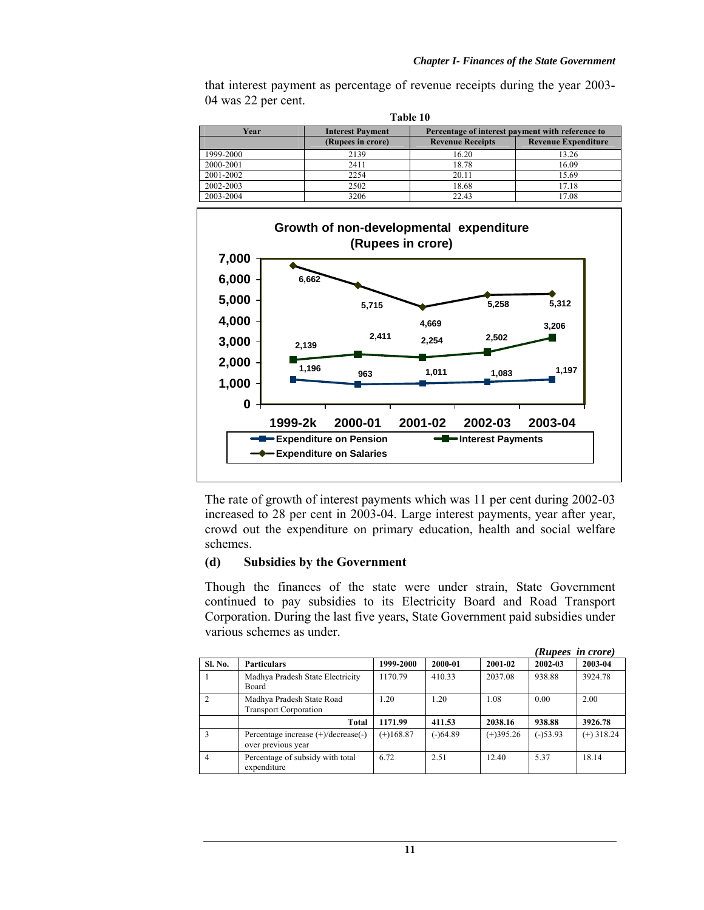that interest payment as percentage of revenue receipts during the year 2003-04 was 22 per cent.

**Table 10**

| Year | Interest Payment | Percentage of interest payment with reference to | |
|---|---|---|---|
| | (Rupees in crore) | Revenue Receipts | Revenue Expenditure |
| 1999-2000 | 2139 | 16.20 | 13.26 |
| 2000-2001 | 2411 | 18.78 | 16.09 |
| 2001-2002 | 2254 | 20.11 | 15.69 |
| 2002-2003 | 2502 | 18.68 | 17.18 |
| 2003-2004 | 3206 | 22.43 | 17.08 |

**Growth of non-developmental expenditure (Rupees in crore)**

| | 1999-2k | 2000-01 | 2001-02 | 2002-03 | 2003-04 |
|---|---|---|---|---|---|
| Expenditure on Pension | 1,196 | 963 | 1,011 | 1,083 | 1,197 |
| Interest Payments | 2,139 | 2,411 | 2,254 | 2,502 | 3,206 |
| Expenditure on Salaries | 6,662 | 5,715 | 4,669 | 5,258 | 5,312 |

The rate of growth of interest payments which was 11 per cent during 2002-03 increased to 28 per cent in 2003-04. Large interest payments, year after year, crowd out the expenditure on primary education, health and social welfare schemes.

### (d) Subsidies by the Government

Though the finances of the state were under strain, State Government continued to pay subsidies to its Electricity Board and Road Transport Corporation. During the last five years, State Government paid subsidies under various schemes as under.

*(Rupees in crore)*

| Sl. No. | Particulars | 1999-2000 | 2000-01 | 2001-02 | 2002-03 | 2003-04 |
|---|---|---|---|---|---|---|
| 1 | Madhya Pradesh State Electricity Board | 1170.79 | 410.33 | 2037.08 | 938.88 | 3924.78 |
| 2 | Madhya Pradesh State Road Transport Corporation | 1.20 | 1.20 | 1.08 | 0.00 | 2.00 |
| | **Total** | **1171.99** | **411.53** | **2038.16** | **938.88** | **3926.78** |
| 3 | Percentage increase (+)/decrease(-) over previous year | (+)168.87 | (-)64.89 | (+)395.26 | (-)53.93 | (+) 318.24 |
| 4 | Percentage of subsidy with total expenditure | 6.72 | 2.51 | 12.40 | 5.37 | 18.14 |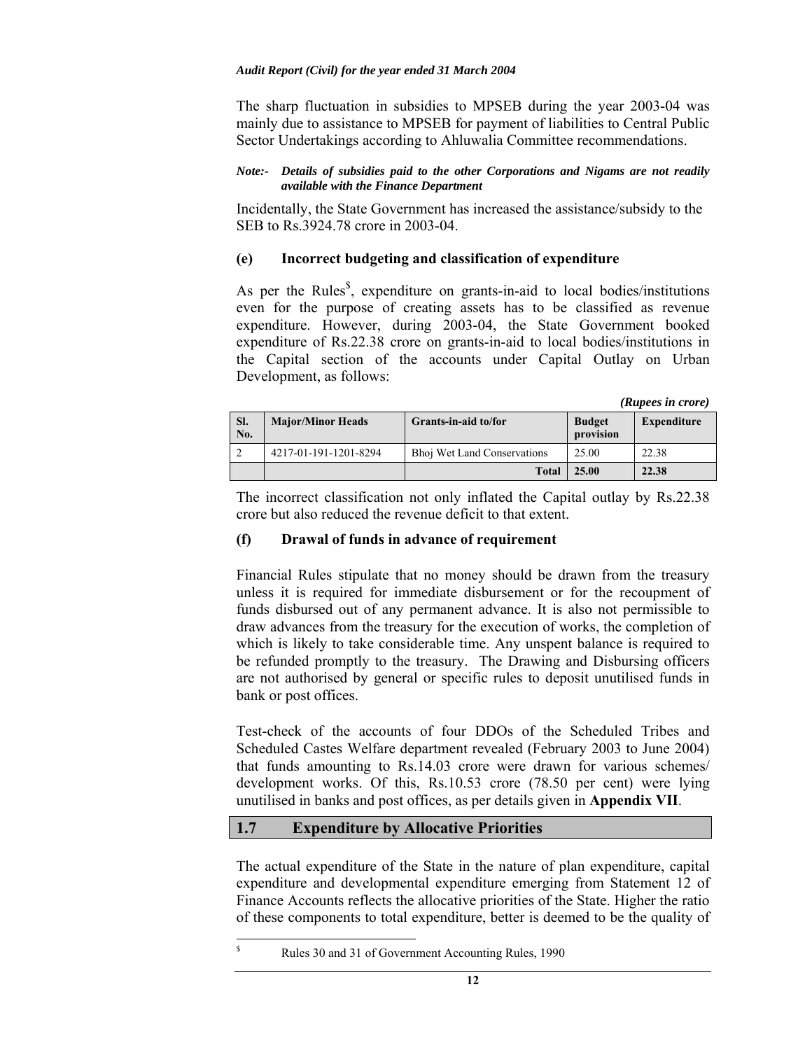The sharp fluctuation in subsidies to MPSEB during the year 2003-04 was mainly due to assistance to MPSEB for payment of liabilities to Central Public Sector Undertakings according to Ahluwalia Committee recommendations.

***Note:-** Details of subsidies paid to the other Corporations and Nigams are not readily available with the Finance Department*

Incidentally, the State Government has increased the assistance/subsidy to the SEB to Rs.3924.78 crore in 2003-04.

### (e) Incorrect budgeting and classification of expenditure

As per the Rules[$], expenditure on grants-in-aid to local bodies/institutions even for the purpose of creating assets has to be classified as revenue expenditure. However, during 2003-04, the State Government booked expenditure of Rs.22.38 crore on grants-in-aid to local bodies/institutions in the Capital section of the accounts under Capital Outlay on Urban Development, as follows:

*(Rupees in crore)*

| Sl. No. | Major/Minor Heads | Grants-in-aid to/for | Budget provision | Expenditure |
|---|---|---|---|---|
| 2 | 4217-01-191-1201-8294 | Bhoj Wet Land Conservations | 25.00 | 22.38 |
| | | **Total** | **25.00** | **22.38** |

The incorrect classification not only inflated the Capital outlay by Rs.22.38 crore but also reduced the revenue deficit to that extent.

### (f) Drawal of funds in advance of requirement

Financial Rules stipulate that no money should be drawn from the treasury unless it is required for immediate disbursement or for the recoupment of funds disbursed out of any permanent advance. It is also not permissible to draw advances from the treasury for the execution of works, the completion of which is likely to take considerable time. Any unspent balance is required to be refunded promptly to the treasury. The Drawing and Disbursing officers are not authorised by general or specific rules to deposit unutilised funds in bank or post offices.

Test-check of the accounts of four DDOs of the Scheduled Tribes and Scheduled Castes Welfare department revealed (February 2003 to June 2004) that funds amounting to Rs.14.03 crore were drawn for various schemes/ development works. Of this, Rs.10.53 crore (78.50 per cent) were lying unutilised in banks and post offices, as per details given in **Appendix VII**.

## 1.7 Expenditure by Allocative Priorities

The actual expenditure of the State in the nature of plan expenditure, capital expenditure and developmental expenditure emerging from Statement 12 of Finance Accounts reflects the allocative priorities of the State. Higher the ratio of these components to total expenditure, better is deemed to be the quality of

---

[$] Rules 30 and 31 of Government Accounting Rules, 1990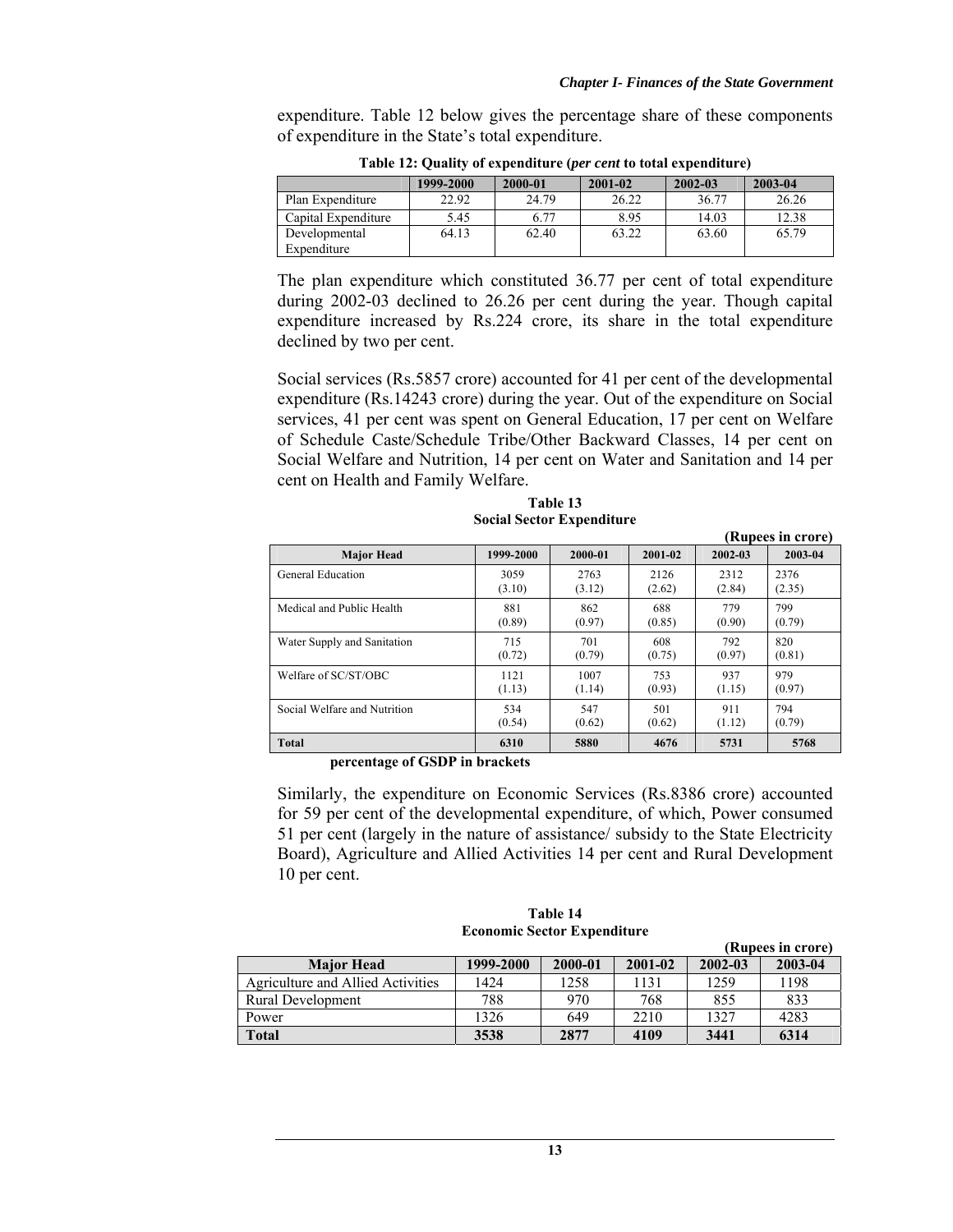expenditure. Table 12 below gives the percentage share of these components of expenditure in the State's total expenditure.

**Table 12: Quality of expenditure (*per cent* to total expenditure)**

| | 1999-2000 | 2000-01 | 2001-02 | 2002-03 | 2003-04 |
|---|---|---|---|---|---|
| Plan Expenditure | 22.92 | 24.79 | 26.22 | 36.77 | 26.26 |
| Capital Expenditure | 5.45 | 6.77 | 8.95 | 14.03 | 12.38 |
| Developmental Expenditure | 64.13 | 62.40 | 63.22 | 63.60 | 65.79 |

The plan expenditure which constituted 36.77 per cent of total expenditure during 2002-03 declined to 26.26 per cent during the year. Though capital expenditure increased by Rs.224 crore, its share in the total expenditure declined by two per cent.

Social services (Rs.5857 crore) accounted for 41 per cent of the developmental expenditure (Rs.14243 crore) during the year. Out of the expenditure on Social services, 41 per cent was spent on General Education, 17 per cent on Welfare of Schedule Caste/Schedule Tribe/Other Backward Classes, 14 per cent on Social Welfare and Nutrition, 14 per cent on Water and Sanitation and 14 per cent on Health and Family Welfare.

**Table 13**
**Social Sector Expenditure**

**(Rupees in crore)**

| Major Head | 1999-2000 | 2000-01 | 2001-02 | 2002-03 | 2003-04 |
|---|---|---|---|---|---|
| General Education | 3059 (3.10) | 2763 (3.12) | 2126 (2.62) | 2312 (2.84) | 2376 (2.35) |
| Medical and Public Health | 881 (0.89) | 862 (0.97) | 688 (0.85) | 779 (0.90) | 799 (0.79) |
| Water Supply and Sanitation | 715 (0.72) | 701 (0.79) | 608 (0.75) | 792 (0.97) | 820 (0.81) |
| Welfare of SC/ST/OBC | 1121 (1.13) | 1007 (1.14) | 753 (0.93) | 937 (1.15) | 979 (0.97) |
| Social Welfare and Nutrition | 534 (0.54) | 547 (0.62) | 501 (0.62) | 911 (1.12) | 794 (0.79) |
| **Total** | **6310** | **5880** | **4676** | **5731** | **5768** |

**percentage of GSDP in brackets**

Similarly, the expenditure on Economic Services (Rs.8386 crore) accounted for 59 per cent of the developmental expenditure, of which, Power consumed 51 per cent (largely in the nature of assistance/ subsidy to the State Electricity Board), Agriculture and Allied Activities 14 per cent and Rural Development 10 per cent.

**Table 14**
**Economic Sector Expenditure**

**(Rupees in crore)**

| Major Head | 1999-2000 | 2000-01 | 2001-02 | 2002-03 | 2003-04 |
|---|---|---|---|---|---|
| Agriculture and Allied Activities | 1424 | 1258 | 1131 | 1259 | 1198 |
| Rural Development | 788 | 970 | 768 | 855 | 833 |
| Power | 1326 | 649 | 2210 | 1327 | 4283 |
| **Total** | **3538** | **2877** | **4109** | **3441** | **6314** |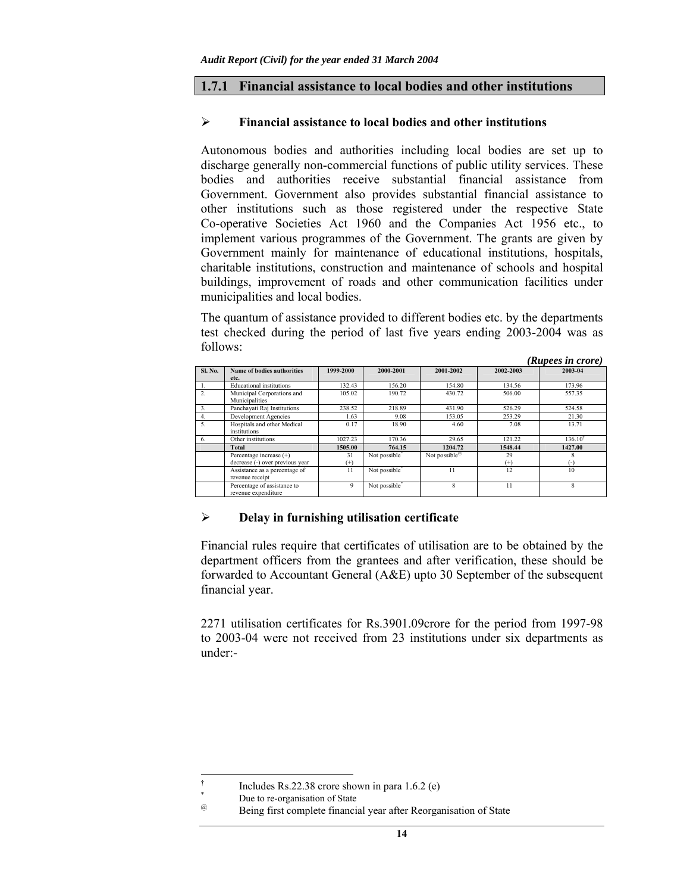## 1.7.1 Financial assistance to local bodies and other institutions

> **Financial assistance to local bodies and other institutions**

Autonomous bodies and authorities including local bodies are set up to discharge generally non-commercial functions of public utility services. These bodies and authorities receive substantial financial assistance from Government. Government also provides substantial financial assistance to other institutions such as those registered under the respective State Co-operative Societies Act 1960 and the Companies Act 1956 etc., to implement various programmes of the Government. The grants are given by Government mainly for maintenance of educational institutions, hospitals, charitable institutions, construction and maintenance of schools and hospital buildings, improvement of roads and other communication facilities under municipalities and local bodies.

The quantum of assistance provided to different bodies etc. by the departments test checked during the period of last five years ending 2003-2004 was as follows:

*(Rupees in crore)*

| Sl. No. | Name of bodies authorities etc. | 1999-2000 | 2000-2001 | 2001-2002 | 2002-2003 | 2003-04 |
|---|---|---|---|---|---|---|
| 1. | Educational institutions | 132.43 | 156.20 | 154.80 | 134.56 | 173.96 |
| 2. | Municipal Corporations and Municipalities | 105.02 | 190.72 | 430.72 | 506.00 | 557.35 |
| 3. | Panchayati Raj Institutions | 238.52 | 218.89 | 431.90 | 526.29 | 524.58 |
| 4. | Development Agencies | 1.63 | 9.08 | 153.05 | 253.29 | 21.30 |
| 5. | Hospitals and other Medical institutions | 0.17 | 18.90 | 4.60 | 7.08 | 13.71 |
| 6. | Other institutions | 1027.23 | 170.36 | 29.65 | 121.22 | 136.10[†] |
| | **Total** | **1505.00** | **764.15** | **1204.72** | **1548.44** | **1427.00** |
| | Percentage increase (+) decrease (-) over previous year | 31 (+) | Not possible[*] | Not possible[@] | 29 (+) | 8 (-) |
| | Assistance as a percentage of revenue receipt | 11 | Not possible[*] | 11 | 12 | 10 |
| | Percentage of assistance to revenue expenditure | 9 | Not possible[*] | 8 | 11 | 8 |

> **Delay in furnishing utilisation certificate**

Financial rules require that certificates of utilisation are to be obtained by the department officers from the grantees and after verification, these should be forwarded to Accountant General (A&E) upto 30 September of the subsequent financial year.

2271 utilisation certificates for Rs.3901.09crore for the period from 1997-98 to 2003-04 were not received from 23 institutions under six departments as under:-

---

[†] Includes Rs.22.38 crore shown in para 1.6.2 (e)

[*] Due to re-organisation of State

[@] Being first complete financial year after Reorganisation of State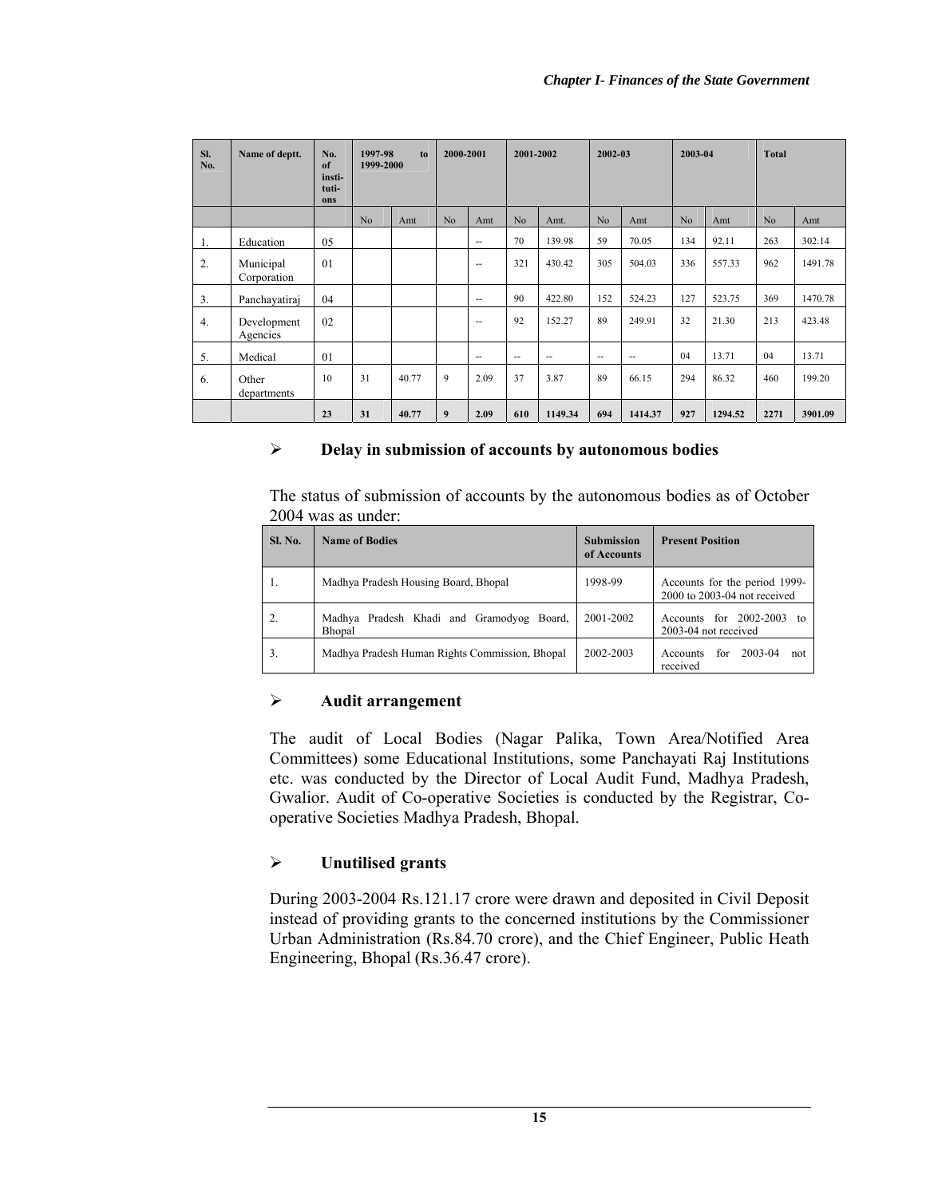| Sl. No. | Name of deptt. | No. of insti-tuti-ons | 1997-98 to 1999-2000 | | 2000-2001 | | 2001-2002 | | 2002-03 | | 2003-04 | | Total | |
|---|---|---|---|---|---|---|---|---|---|---|---|---|---|---|
| | | | No | Amt | No | Amt | No | Amt. | No | Amt | No | Amt | No | Amt |
| 1. | Education | 05 | | | | -- | 70 | 139.98 | 59 | 70.05 | 134 | 92.11 | 263 | 302.14 |
| 2. | Municipal Corporation | 01 | | | | -- | 321 | 430.42 | 305 | 504.03 | 336 | 557.33 | 962 | 1491.78 |
| 3. | Panchayatiraj | 04 | | | | -- | 90 | 422.80 | 152 | 524.23 | 127 | 523.75 | 369 | 1470.78 |
| 4. | Development Agencies | 02 | | | | -- | 92 | 152.27 | 89 | 249.91 | 32 | 21.30 | 213 | 423.48 |
| 5. | Medical | 01 | | | | -- | -- | -- | -- | -- | 04 | 13.71 | 04 | 13.71 |
| 6. | Other departments | 10 | 31 | 40.77 | 9 | 2.09 | 37 | 3.87 | 89 | 66.15 | 294 | 86.32 | 460 | 199.20 |
| | | **23** | **31** | **40.77** | **9** | **2.09** | **610** | **1149.34** | **694** | **1414.37** | **927** | **1294.52** | **2271** | **3901.09** |

- **Delay in submission of accounts by autonomous bodies**

The status of submission of accounts by the autonomous bodies as of October 2004 was as under:

| Sl. No. | Name of Bodies | Submission of Accounts | Present Position |
|---|---|---|---|
| 1. | Madhya Pradesh Housing Board, Bhopal | 1998-99 | Accounts for the period 1999-2000 to 2003-04 not received |
| 2. | Madhya Pradesh Khadi and Gramodyog Board, Bhopal | 2001-2002 | Accounts for 2002-2003 to 2003-04 not received |
| 3. | Madhya Pradesh Human Rights Commission, Bhopal | 2002-2003 | Accounts for 2003-04 not received |

- **Audit arrangement**

The audit of Local Bodies (Nagar Palika, Town Area/Notified Area Committees) some Educational Institutions, some Panchayati Raj Institutions etc. was conducted by the Director of Local Audit Fund, Madhya Pradesh, Gwalior. Audit of Co-operative Societies is conducted by the Registrar, Co-operative Societies Madhya Pradesh, Bhopal.

- **Unutilised grants**

During 2003-2004 Rs.121.17 crore were drawn and deposited in Civil Deposit instead of providing grants to the concerned institutions by the Commissioner Urban Administration (Rs.84.70 crore), and the Chief Engineer, Public Heath Engineering, Bhopal (Rs.36.47 crore).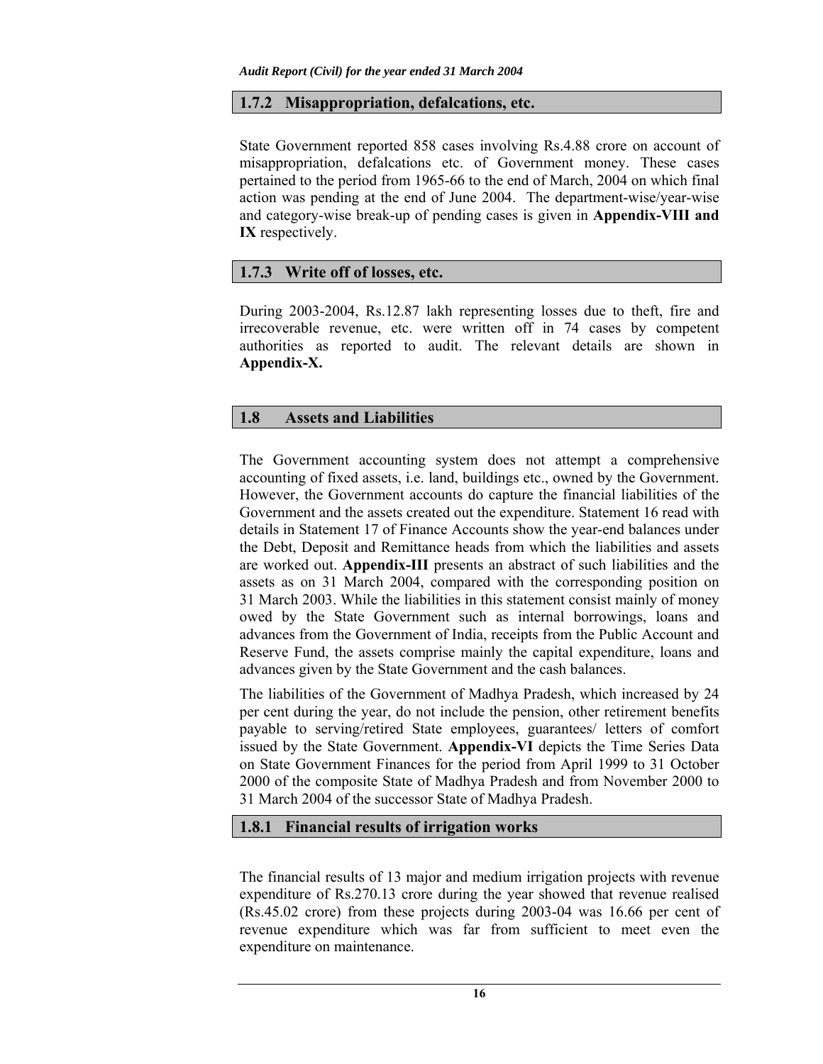### 1.7.2 Misappropriation, defalcations, etc.

State Government reported 858 cases involving Rs.4.88 crore on account of misappropriation, defalcations etc. of Government money. These cases pertained to the period from 1965-66 to the end of March, 2004 on which final action was pending at the end of June 2004. The department-wise/year-wise and category-wise break-up of pending cases is given in **Appendix-VIII and IX** respectively.

### 1.7.3 Write off of losses, etc.

During 2003-2004, Rs.12.87 lakh representing losses due to theft, fire and irrecoverable revenue, etc. were written off in 74 cases by competent authorities as reported to audit. The relevant details are shown in **Appendix-X.**

## 1.8 Assets and Liabilities

The Government accounting system does not attempt a comprehensive accounting of fixed assets, i.e. land, buildings etc., owned by the Government. However, the Government accounts do capture the financial liabilities of the Government and the assets created out the expenditure. Statement 16 read with details in Statement 17 of Finance Accounts show the year-end balances under the Debt, Deposit and Remittance heads from which the liabilities and assets are worked out. **Appendix-III** presents an abstract of such liabilities and the assets as on 31 March 2004, compared with the corresponding position on 31 March 2003. While the liabilities in this statement consist mainly of money owed by the State Government such as internal borrowings, loans and advances from the Government of India, receipts from the Public Account and Reserve Fund, the assets comprise mainly the capital expenditure, loans and advances given by the State Government and the cash balances.

The liabilities of the Government of Madhya Pradesh, which increased by 24 per cent during the year, do not include the pension, other retirement benefits payable to serving/retired State employees, guarantees/ letters of comfort issued by the State Government. **Appendix-VI** depicts the Time Series Data on State Government Finances for the period from April 1999 to 31 October 2000 of the composite State of Madhya Pradesh and from November 2000 to 31 March 2004 of the successor State of Madhya Pradesh.

### 1.8.1 Financial results of irrigation works

The financial results of 13 major and medium irrigation projects with revenue expenditure of Rs.270.13 crore during the year showed that revenue realised (Rs.45.02 crore) from these projects during 2003-04 was 16.66 per cent of revenue expenditure which was far from sufficient to meet even the expenditure on maintenance.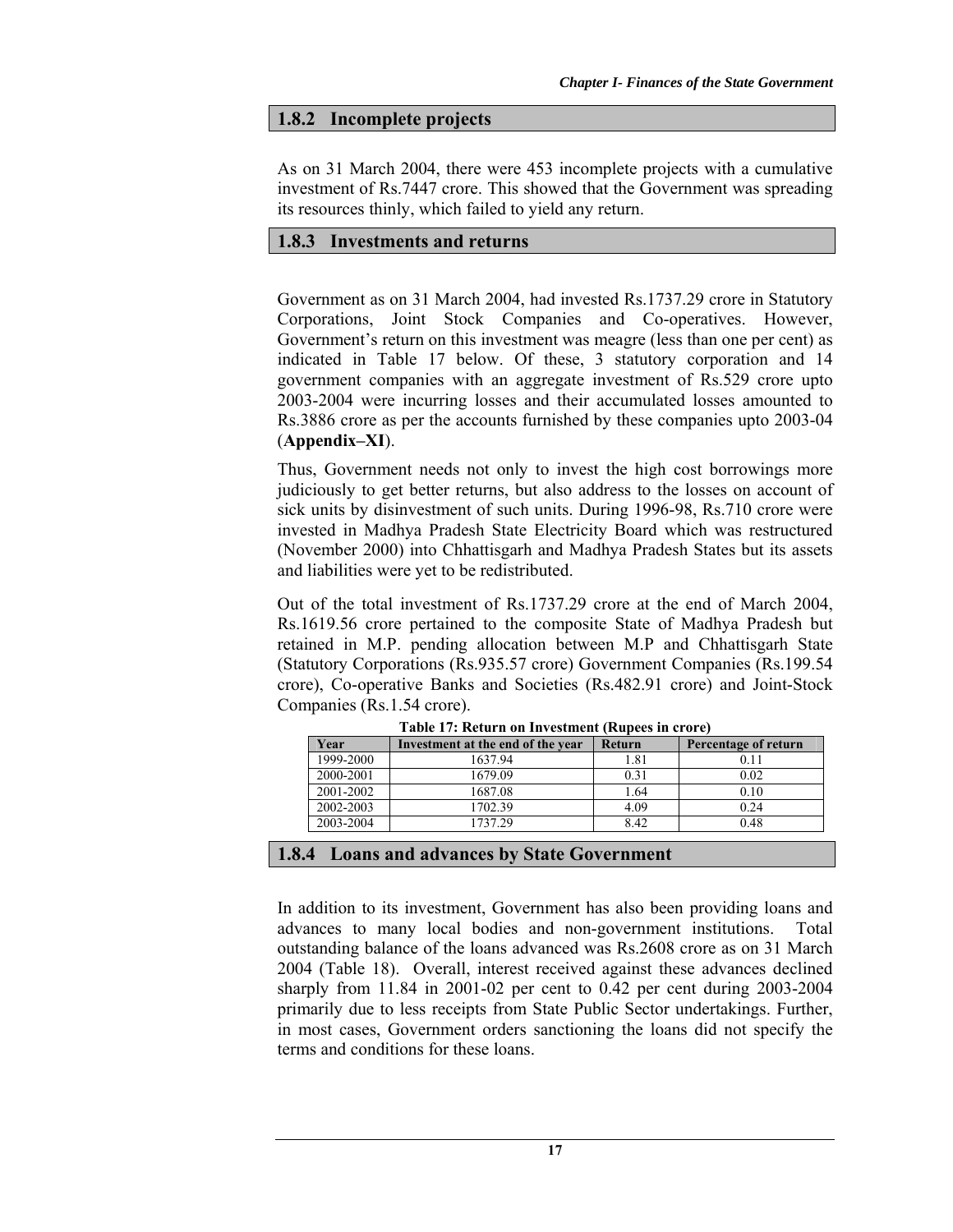### 1.8.2 Incomplete projects

As on 31 March 2004, there were 453 incomplete projects with a cumulative investment of Rs.7447 crore. This showed that the Government was spreading its resources thinly, which failed to yield any return.

### 1.8.3 Investments and returns

Government as on 31 March 2004, had invested Rs.1737.29 crore in Statutory Corporations, Joint Stock Companies and Co-operatives. However, Government's return on this investment was meagre (less than one per cent) as indicated in Table 17 below. Of these, 3 statutory corporation and 14 government companies with an aggregate investment of Rs.529 crore upto 2003-2004 were incurring losses and their accumulated losses amounted to Rs.3886 crore as per the accounts furnished by these companies upto 2003-04 (**Appendix–XI**).

Thus, Government needs not only to invest the high cost borrowings more judiciously to get better returns, but also address to the losses on account of sick units by disinvestment of such units. During 1996-98, Rs.710 crore were invested in Madhya Pradesh State Electricity Board which was restructured (November 2000) into Chhattisgarh and Madhya Pradesh States but its assets and liabilities were yet to be redistributed.

Out of the total investment of Rs.1737.29 crore at the end of March 2004, Rs.1619.56 crore pertained to the composite State of Madhya Pradesh but retained in M.P. pending allocation between M.P and Chhattisgarh State (Statutory Corporations (Rs.935.57 crore) Government Companies (Rs.199.54 crore), Co-operative Banks and Societies (Rs.482.91 crore) and Joint-Stock Companies (Rs.1.54 crore).

**Table 17: Return on Investment (Rupees in crore)**

| Year | Investment at the end of the year | Return | Percentage of return |
|---|---|---|---|
| 1999-2000 | 1637.94 | 1.81 | 0.11 |
| 2000-2001 | 1679.09 | 0.31 | 0.02 |
| 2001-2002 | 1687.08 | 1.64 | 0.10 |
| 2002-2003 | 1702.39 | 4.09 | 0.24 |
| 2003-2004 | 1737.29 | 8.42 | 0.48 |

### 1.8.4 Loans and advances by State Government

In addition to its investment, Government has also been providing loans and advances to many local bodies and non-government institutions. Total outstanding balance of the loans advanced was Rs.2608 crore as on 31 March 2004 (Table 18). Overall, interest received against these advances declined sharply from 11.84 in 2001-02 per cent to 0.42 per cent during 2003-2004 primarily due to less receipts from State Public Sector undertakings. Further, in most cases, Government orders sanctioning the loans did not specify the terms and conditions for these loans.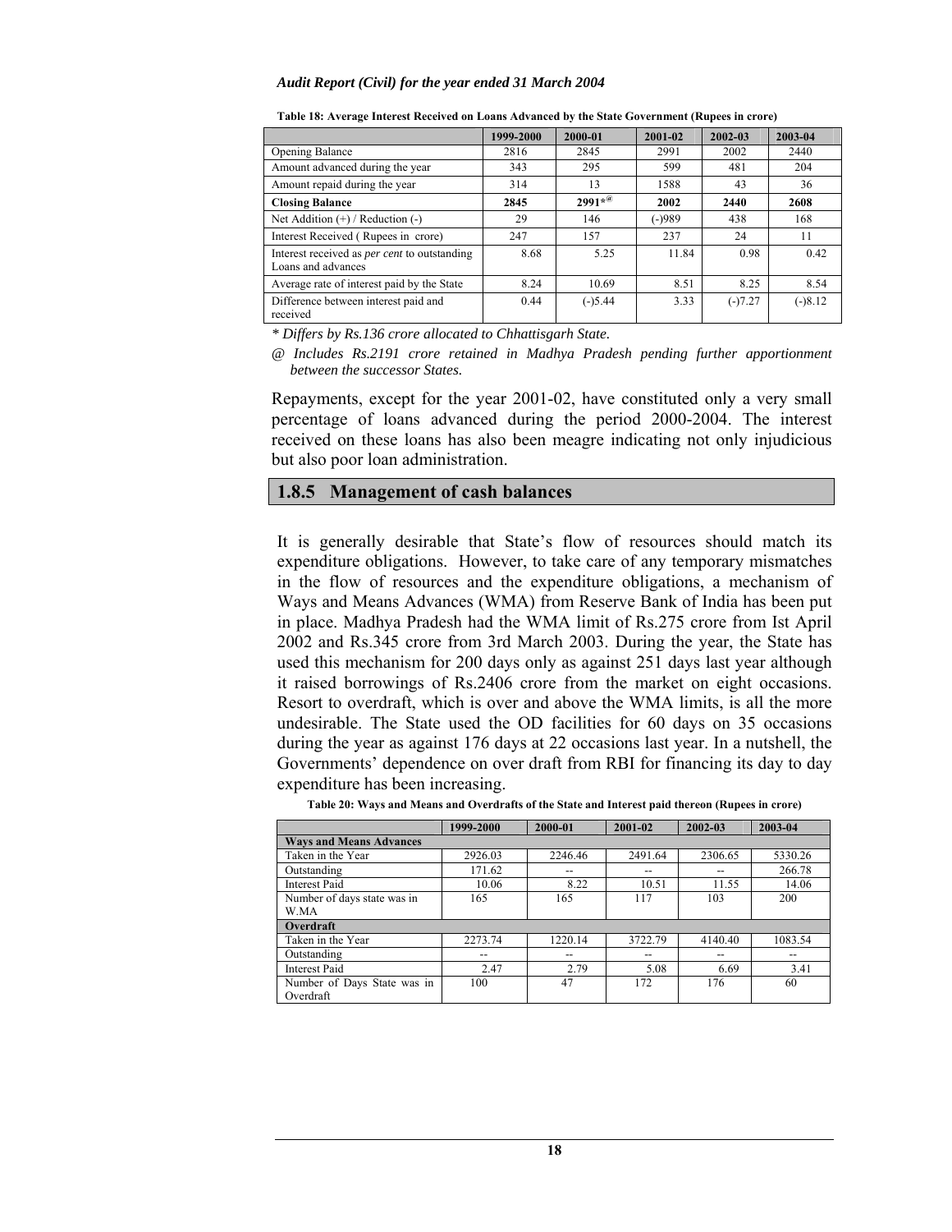**Table 18: Average Interest Received on Loans Advanced by the State Government (Rupees in crore)**

| | 1999-2000 | 2000-01 | 2001-02 | 2002-03 | 2003-04 |
|---|---|---|---|---|---|
| Opening Balance | 2816 | 2845 | 2991 | 2002 | 2440 |
| Amount advanced during the year | 343 | 295 | 599 | 481 | 204 |
| Amount repaid during the year | 314 | 13 | 1588 | 43 | 36 |
| **Closing Balance** | **2845** | **2991*@** | **2002** | **2440** | **2608** |
| Net Addition (+) / Reduction (-) | 29 | 146 | (-)989 | 438 | 168 |
| Interest Received ( Rupees in crore) | 247 | 157 | 237 | 24 | 11 |
| Interest received as *per cent* to outstanding Loans and advances | 8.68 | 5.25 | 11.84 | 0.98 | 0.42 |
| Average rate of interest paid by the State | 8.24 | 10.69 | 8.51 | 8.25 | 8.54 |
| Difference between interest paid and received | 0.44 | (-)5.44 | 3.33 | (-)7.27 | (-)8.12 |

*\* Differs by Rs.136 crore allocated to Chhattisgarh State.*

*@ Includes Rs.2191 crore retained in Madhya Pradesh pending further apportionment between the successor States.*

Repayments, except for the year 2001-02, have constituted only a very small percentage of loans advanced during the period 2000-2004. The interest received on these loans has also been meagre indicating not only injudicious but also poor loan administration.

## 1.8.5 Management of cash balances

It is generally desirable that State's flow of resources should match its expenditure obligations. However, to take care of any temporary mismatches in the flow of resources and the expenditure obligations, a mechanism of Ways and Means Advances (WMA) from Reserve Bank of India has been put in place. Madhya Pradesh had the WMA limit of Rs.275 crore from Ist April 2002 and Rs.345 crore from 3rd March 2003. During the year, the State has used this mechanism for 200 days only as against 251 days last year although it raised borrowings of Rs.2406 crore from the market on eight occasions. Resort to overdraft, which is over and above the WMA limits, is all the more undesirable. The State used the OD facilities for 60 days on 35 occasions during the year as against 176 days at 22 occasions last year. In a nutshell, the Governments' dependence on over draft from RBI for financing its day to day expenditure has been increasing.

**Table 20: Ways and Means and Overdrafts of the State and Interest paid thereon (Rupees in crore)**

| | 1999-2000 | 2000-01 | 2001-02 | 2002-03 | 2003-04 |
|---|---|---|---|---|---|
| **Ways and Means Advances** | | | | | |
| Taken in the Year | 2926.03 | 2246.46 | 2491.64 | 2306.65 | 5330.26 |
| Outstanding | 171.62 | -- | -- | -- | 266.78 |
| Interest Paid | 10.06 | 8.22 | 10.51 | 11.55 | 14.06 |
| Number of days state was in W.MA | 165 | 165 | 117 | 103 | 200 |
| **Overdraft** | | | | | |
| Taken in the Year | 2273.74 | 1220.14 | 3722.79 | 4140.40 | 1083.54 |
| Outstanding | -- | -- | -- | -- | -- |
| Interest Paid | 2.47 | 2.79 | 5.08 | 6.69 | 3.41 |
| Number of Days State was in Overdraft | 100 | 47 | 172 | 176 | 60 |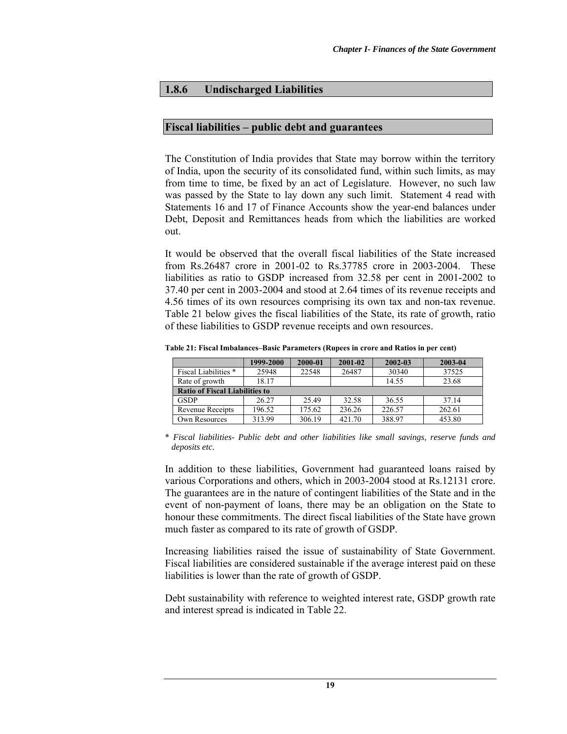### 1.8.6 Undischarged Liabilities

### Fiscal liabilities – public debt and guarantees

The Constitution of India provides that State may borrow within the territory of India, upon the security of its consolidated fund, within such limits, as may from time to time, be fixed by an act of Legislature. However, no such law was passed by the State to lay down any such limit. Statement 4 read with Statements 16 and 17 of Finance Accounts show the year-end balances under Debt, Deposit and Remittances heads from which the liabilities are worked out.

It would be observed that the overall fiscal liabilities of the State increased from Rs.26487 crore in 2001-02 to Rs.37785 crore in 2003-2004. These liabilities as ratio to GSDP increased from 32.58 per cent in 2001-2002 to 37.40 per cent in 2003-2004 and stood at 2.64 times of its revenue receipts and 4.56 times of its own resources comprising its own tax and non-tax revenue. Table 21 below gives the fiscal liabilities of the State, its rate of growth, ratio of these liabilities to GSDP revenue receipts and own resources.

**Table 21: Fiscal Imbalances–Basic Parameters (Rupees in crore and Ratios in per cent)**

| | 1999-2000 | 2000-01 | 2001-02 | 2002-03 | 2003-04 |
|---|---|---|---|---|---|
| Fiscal Liabilities * | 25948 | 22548 | 26487 | 30340 | 37525 |
| Rate of growth | 18.17 | | | 14.55 | 23.68 |
| **Ratio of Fiscal Liabilities to** | | | | | |
| GSDP | 26.27 | 25.49 | 32.58 | 36.55 | 37.14 |
| Revenue Receipts | 196.52 | 175.62 | 236.26 | 226.57 | 262.61 |
| Own Resources | 313.99 | 306.19 | 421.70 | 388.97 | 453.80 |

\* *Fiscal liabilities- Public debt and other liabilities like small savings, reserve funds and deposits etc.*

In addition to these liabilities, Government had guaranteed loans raised by various Corporations and others, which in 2003-2004 stood at Rs.12131 crore. The guarantees are in the nature of contingent liabilities of the State and in the event of non-payment of loans, there may be an obligation on the State to honour these commitments. The direct fiscal liabilities of the State have grown much faster as compared to its rate of growth of GSDP.

Increasing liabilities raised the issue of sustainability of State Government. Fiscal liabilities are considered sustainable if the average interest paid on these liabilities is lower than the rate of growth of GSDP.

Debt sustainability with reference to weighted interest rate, GSDP growth rate and interest spread is indicated in Table 22.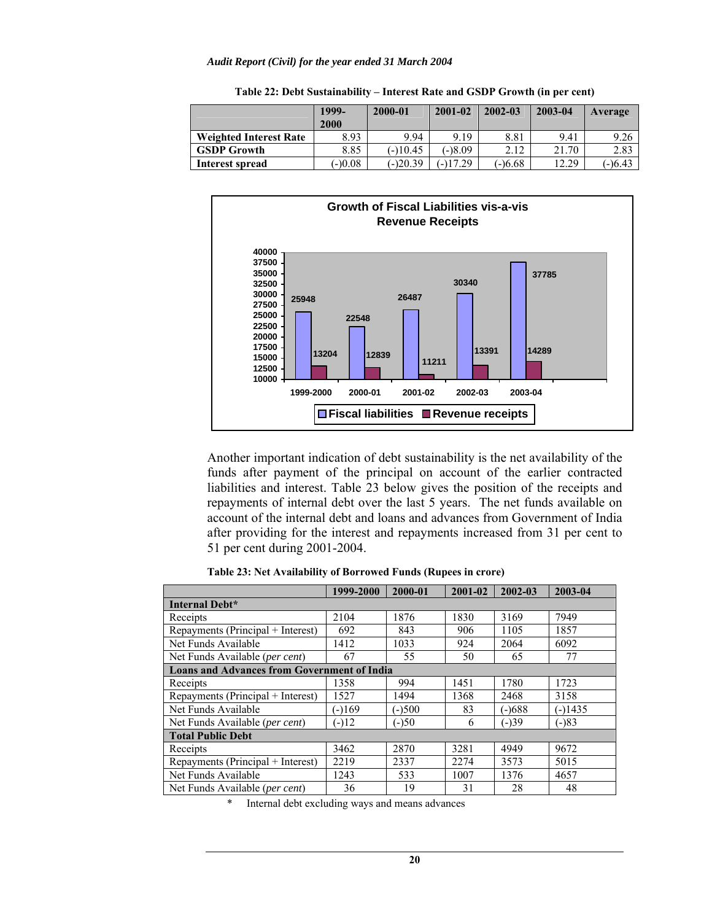**Table 22: Debt Sustainability – Interest Rate and GSDP Growth (in per cent)**

| | 1999-2000 | 2000-01 | 2001-02 | 2002-03 | 2003-04 | Average |
|---|---|---|---|---|---|---|
| **Weighted Interest Rate** | 8.93 | 9.94 | 9.19 | 8.81 | 9.41 | 9.26 |
| **GSDP Growth** | 8.85 | (-)10.45 | (-)8.09 | 2.12 | 21.70 | 2.83 |
| **Interest spread** | (-)0.08 | (-)20.39 | (-)17.29 | (-)6.68 | 12.29 | (-)6.43 |

**Growth of Fiscal Liabilities vis-a-vis Revenue Receipts**

| | 1999-2000 | 2000-01 | 2001-02 | 2002-03 | 2003-04 |
|---|---|---|---|---|---|
| Fiscal liabilities | 25948 | 22548 | 26487 | 30340 | 37785 |
| Revenue receipts | 13204 | 12839 | 11211 | 13391 | 14289 |

Another important indication of debt sustainability is the net availability of the funds after payment of the principal on account of the earlier contracted liabilities and interest. Table 23 below gives the position of the receipts and repayments of internal debt over the last 5 years. The net funds available on account of the internal debt and loans and advances from Government of India after providing for the interest and repayments increased from 31 per cent to 51 per cent during 2001-2004.

**Table 23: Net Availability of Borrowed Funds (Rupees in crore)**

| | 1999-2000 | 2000-01 | 2001-02 | 2002-03 | 2003-04 |
|---|---|---|---|---|---|
| **Internal Debt*** | | | | | |
| Receipts | 2104 | 1876 | 1830 | 3169 | 7949 |
| Repayments (Principal + Interest) | 692 | 843 | 906 | 1105 | 1857 |
| Net Funds Available | 1412 | 1033 | 924 | 2064 | 6092 |
| Net Funds Available (*per cent*) | 67 | 55 | 50 | 65 | 77 |
| **Loans and Advances from Government of India** | | | | | |
| Receipts | 1358 | 994 | 1451 | 1780 | 1723 |
| Repayments (Principal + Interest) | 1527 | 1494 | 1368 | 2468 | 3158 |
| Net Funds Available | (-)169 | (-)500 | 83 | (-)688 | (-)1435 |
| Net Funds Available (*per cent*) | (-)12 | (-)50 | 6 | (-)39 | (-)83 |
| **Total Public Debt** | | | | | |
| Receipts | 3462 | 2870 | 3281 | 4949 | 9672 |
| Repayments (Principal + Interest) | 2219 | 2337 | 2274 | 3573 | 5015 |
| Net Funds Available | 1243 | 533 | 1007 | 1376 | 4657 |
| Net Funds Available (*per cent*) | 36 | 19 | 31 | 28 | 48 |

\* Internal debt excluding ways and means advances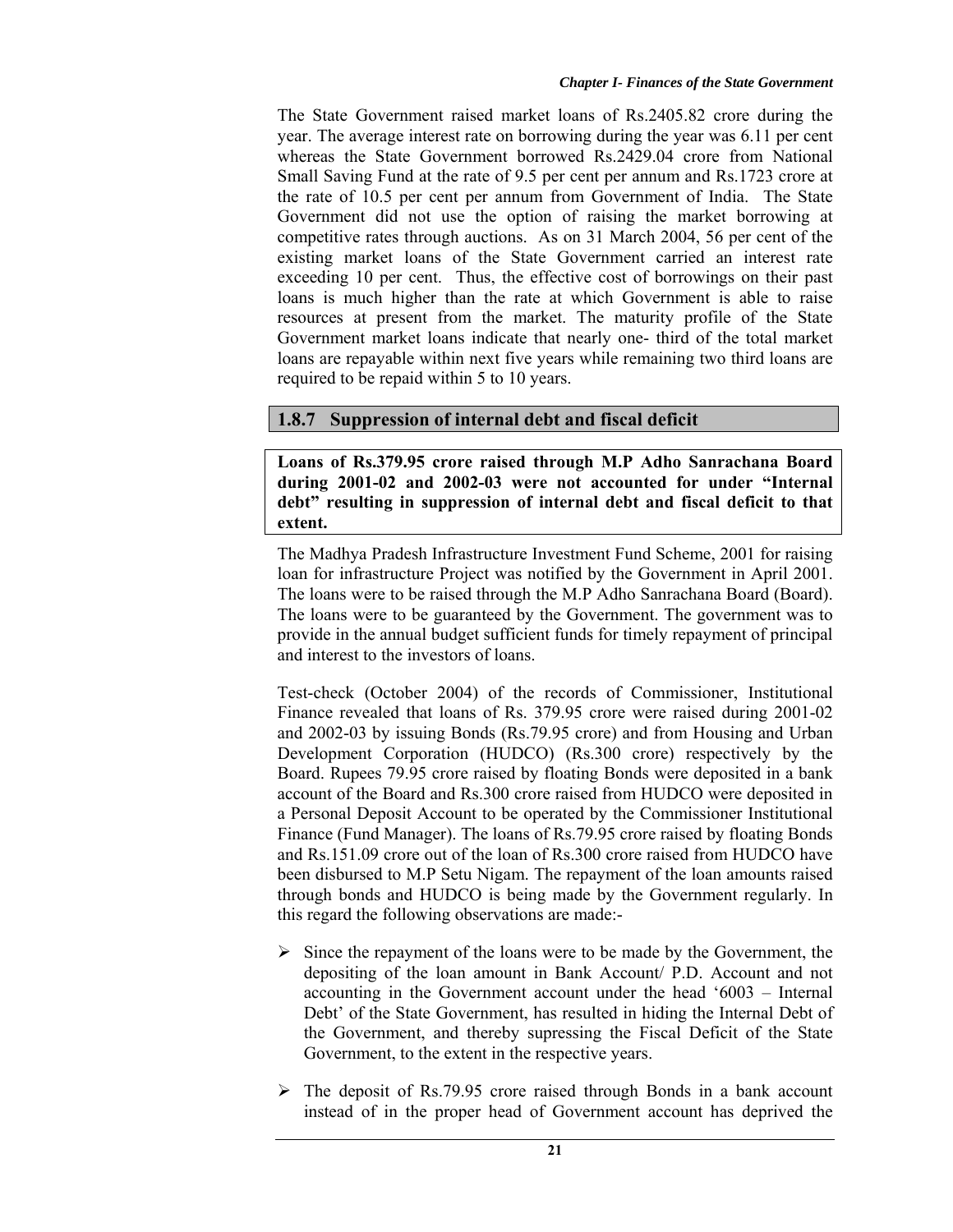The State Government raised market loans of Rs.2405.82 crore during the year. The average interest rate on borrowing during the year was 6.11 per cent whereas the State Government borrowed Rs.2429.04 crore from National Small Saving Fund at the rate of 9.5 per cent per annum and Rs.1723 crore at the rate of 10.5 per cent per annum from Government of India. The State Government did not use the option of raising the market borrowing at competitive rates through auctions. As on 31 March 2004, 56 per cent of the existing market loans of the State Government carried an interest rate exceeding 10 per cent. Thus, the effective cost of borrowings on their past loans is much higher than the rate at which Government is able to raise resources at present from the market. The maturity profile of the State Government market loans indicate that nearly one- third of the total market loans are repayable within next five years while remaining two third loans are required to be repaid within 5 to 10 years.

## 1.8.7 Suppression of internal debt and fiscal deficit

**Loans of Rs.379.95 crore raised through M.P Adho Sanrachana Board during 2001-02 and 2002-03 were not accounted for under "Internal debt" resulting in suppression of internal debt and fiscal deficit to that extent.**

The Madhya Pradesh Infrastructure Investment Fund Scheme, 2001 for raising loan for infrastructure Project was notified by the Government in April 2001. The loans were to be raised through the M.P Adho Sanrachana Board (Board). The loans were to be guaranteed by the Government. The government was to provide in the annual budget sufficient funds for timely repayment of principal and interest to the investors of loans.

Test-check (October 2004) of the records of Commissioner, Institutional Finance revealed that loans of Rs. 379.95 crore were raised during 2001-02 and 2002-03 by issuing Bonds (Rs.79.95 crore) and from Housing and Urban Development Corporation (HUDCO) (Rs.300 crore) respectively by the Board. Rupees 79.95 crore raised by floating Bonds were deposited in a bank account of the Board and Rs.300 crore raised from HUDCO were deposited in a Personal Deposit Account to be operated by the Commissioner Institutional Finance (Fund Manager). The loans of Rs.79.95 crore raised by floating Bonds and Rs.151.09 crore out of the loan of Rs.300 crore raised from HUDCO have been disbursed to M.P Setu Nigam. The repayment of the loan amounts raised through bonds and HUDCO is being made by the Government regularly. In this regard the following observations are made:-

- Since the repayment of the loans were to be made by the Government, the depositing of the loan amount in Bank Account/ P.D. Account and not accounting in the Government account under the head '6003 – Internal Debt' of the State Government, has resulted in hiding the Internal Debt of the Government, and thereby supressing the Fiscal Deficit of the State Government, to the extent in the respective years.
- The deposit of Rs.79.95 crore raised through Bonds in a bank account instead of in the proper head of Government account has deprived the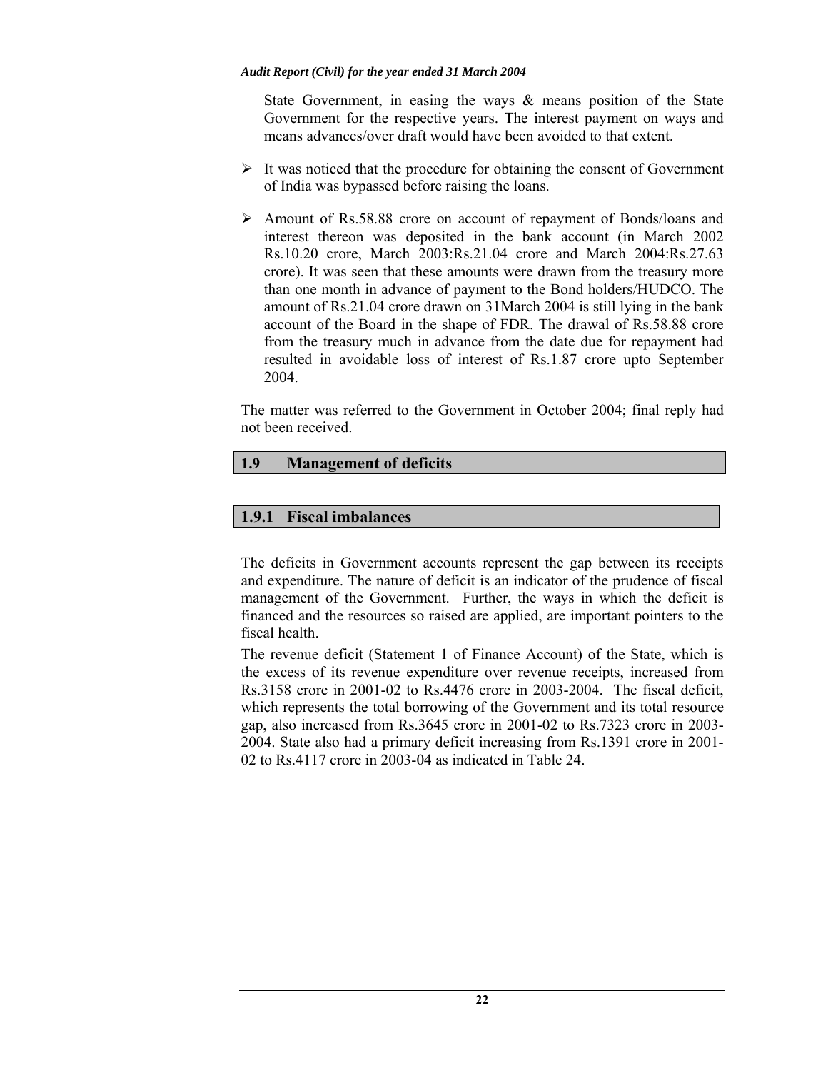State Government, in easing the ways & means position of the State Government for the respective years. The interest payment on ways and means advances/over draft would have been avoided to that extent.

- It was noticed that the procedure for obtaining the consent of Government of India was bypassed before raising the loans.
- Amount of Rs.58.88 crore on account of repayment of Bonds/loans and interest thereon was deposited in the bank account (in March 2002 Rs.10.20 crore, March 2003:Rs.21.04 crore and March 2004:Rs.27.63 crore). It was seen that these amounts were drawn from the treasury more than one month in advance of payment to the Bond holders/HUDCO. The amount of Rs.21.04 crore drawn on 31March 2004 is still lying in the bank account of the Board in the shape of FDR. The drawal of Rs.58.88 crore from the treasury much in advance from the date due for repayment had resulted in avoidable loss of interest of Rs.1.87 crore upto September 2004.

The matter was referred to the Government in October 2004; final reply had not been received.

## 1.9 Management of deficits

### 1.9.1 Fiscal imbalances

The deficits in Government accounts represent the gap between its receipts and expenditure. The nature of deficit is an indicator of the prudence of fiscal management of the Government. Further, the ways in which the deficit is financed and the resources so raised are applied, are important pointers to the fiscal health.

The revenue deficit (Statement 1 of Finance Account) of the State, which is the excess of its revenue expenditure over revenue receipts, increased from Rs.3158 crore in 2001-02 to Rs.4476 crore in 2003-2004. The fiscal deficit, which represents the total borrowing of the Government and its total resource gap, also increased from Rs.3645 crore in 2001-02 to Rs.7323 crore in 2003-2004. State also had a primary deficit increasing from Rs.1391 crore in 2001-02 to Rs.4117 crore in 2003-04 as indicated in Table 24.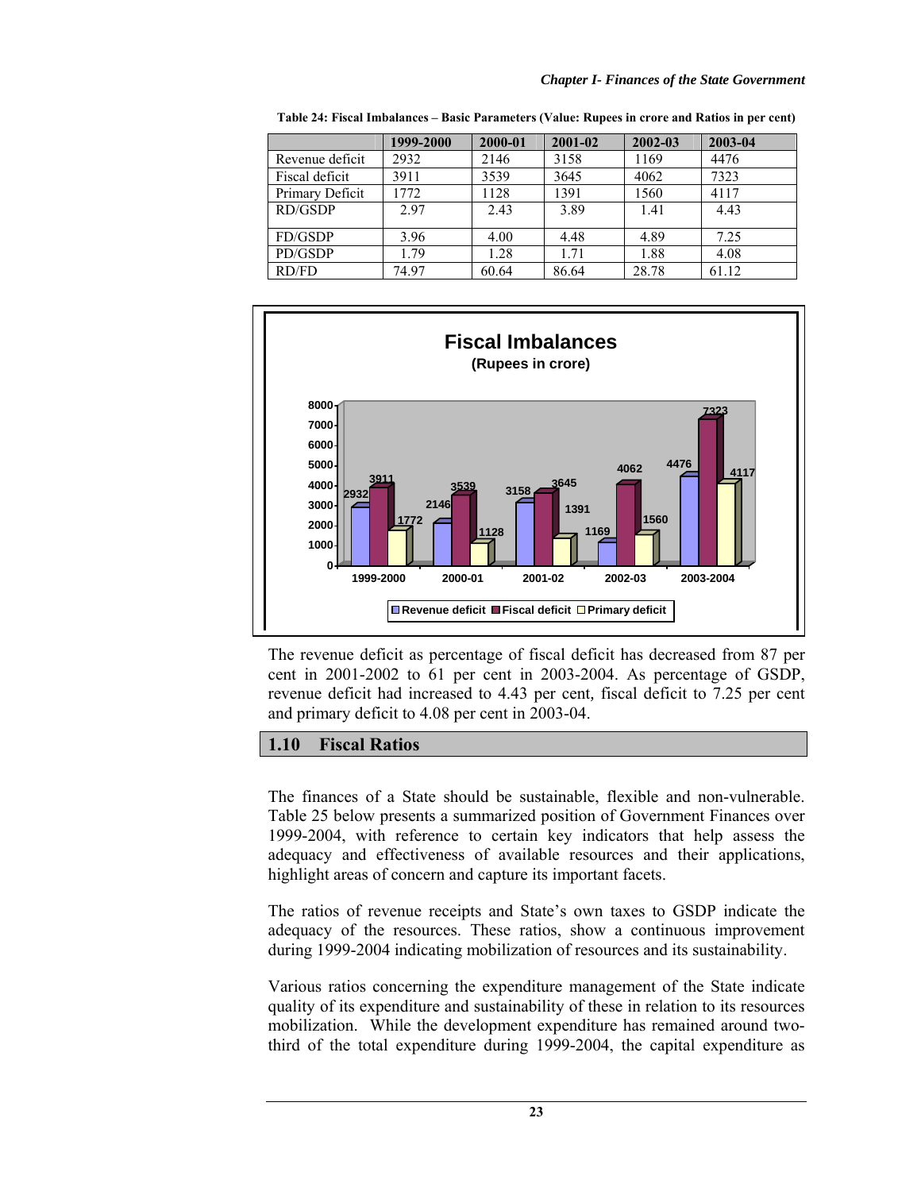**Table 24: Fiscal Imbalances – Basic Parameters (Value: Rupees in crore and Ratios in per cent)**

| | 1999-2000 | 2000-01 | 2001-02 | 2002-03 | 2003-04 |
|---|---|---|---|---|---|
| Revenue deficit | 2932 | 2146 | 3158 | 1169 | 4476 |
| Fiscal deficit | 3911 | 3539 | 3645 | 4062 | 7323 |
| Primary Deficit | 1772 | 1128 | 1391 | 1560 | 4117 |
| RD/GSDP | 2.97 | 2.43 | 3.89 | 1.41 | 4.43 |
| FD/GSDP | 3.96 | 4.00 | 4.48 | 4.89 | 7.25 |
| PD/GSDP | 1.79 | 1.28 | 1.71 | 1.88 | 4.08 |
| RD/FD | 74.97 | 60.64 | 86.64 | 28.78 | 61.12 |

**Fiscal Imbalances**
**(Rupees in crore)**

| | 1999-2000 | 2000-01 | 2001-02 | 2002-03 | 2003-2004 |
|---|---|---|---|---|---|
| Revenue deficit | 2932 | 2146 | 3158 | 1169 | 4476 |
| Fiscal deficit | 3911 | 3539 | 3645 | 4062 | 7323 |
| Primary deficit | 1772 | 1128 | 1391 | 1560 | 4117 |

The revenue deficit as percentage of fiscal deficit has decreased from 87 per cent in 2001-2002 to 61 per cent in 2003-2004. As percentage of GSDP, revenue deficit had increased to 4.43 per cent, fiscal deficit to 7.25 per cent and primary deficit to 4.08 per cent in 2003-04.

## 1.10 Fiscal Ratios

The finances of a State should be sustainable, flexible and non-vulnerable. Table 25 below presents a summarized position of Government Finances over 1999-2004, with reference to certain key indicators that help assess the adequacy and effectiveness of available resources and their applications, highlight areas of concern and capture its important facets.

The ratios of revenue receipts and State's own taxes to GSDP indicate the adequacy of the resources. These ratios, show a continuous improvement during 1999-2004 indicating mobilization of resources and its sustainability.

Various ratios concerning the expenditure management of the State indicate quality of its expenditure and sustainability of these in relation to its resources mobilization. While the development expenditure has remained around two-third of the total expenditure during 1999-2004, the capital expenditure as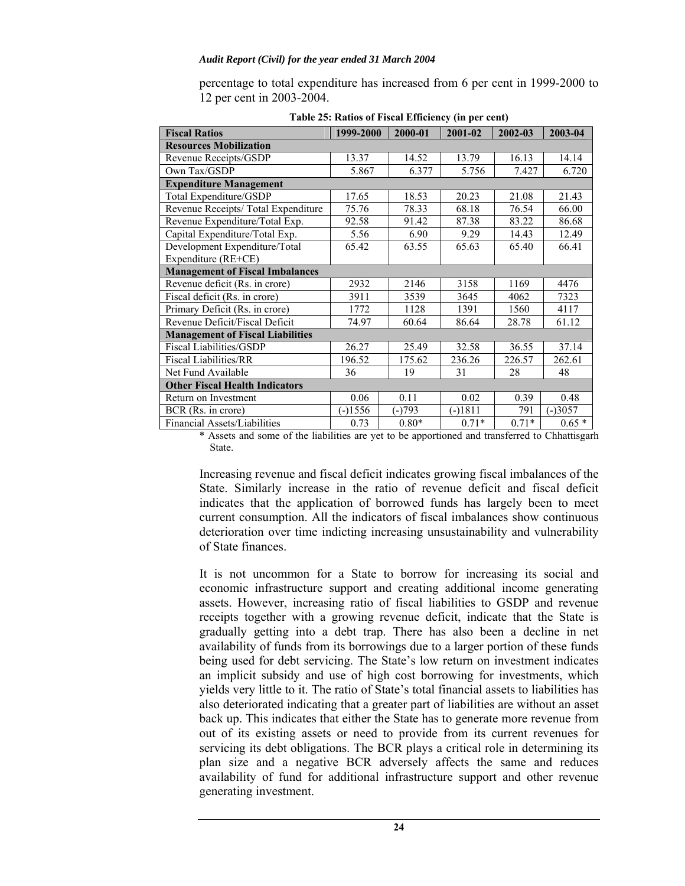percentage to total expenditure has increased from 6 per cent in 1999-2000 to 12 per cent in 2003-2004.

**Table 25: Ratios of Fiscal Efficiency (in per cent)**

| Fiscal Ratios | 1999-2000 | 2000-01 | 2001-02 | 2002-03 | 2003-04 |
|---|---|---|---|---|---|
| **Resources Mobilization** | | | | | |
| Revenue Receipts/GSDP | 13.37 | 14.52 | 13.79 | 16.13 | 14.14 |
| Own Tax/GSDP | 5.867 | 6.377 | 5.756 | 7.427 | 6.720 |
| **Expenditure Management** | | | | | |
| Total Expenditure/GSDP | 17.65 | 18.53 | 20.23 | 21.08 | 21.43 |
| Revenue Receipts/ Total Expenditure | 75.76 | 78.33 | 68.18 | 76.54 | 66.00 |
| Revenue Expenditure/Total Exp. | 92.58 | 91.42 | 87.38 | 83.22 | 86.68 |
| Capital Expenditure/Total Exp. | 5.56 | 6.90 | 9.29 | 14.43 | 12.49 |
| Development Expenditure/Total Expenditure (RE+CE) | 65.42 | 63.55 | 65.63 | 65.40 | 66.41 |
| **Management of Fiscal Imbalances** | | | | | |
| Revenue deficit (Rs. in crore) | 2932 | 2146 | 3158 | 1169 | 4476 |
| Fiscal deficit (Rs. in crore) | 3911 | 3539 | 3645 | 4062 | 7323 |
| Primary Deficit (Rs. in crore) | 1772 | 1128 | 1391 | 1560 | 4117 |
| Revenue Deficit/Fiscal Deficit | 74.97 | 60.64 | 86.64 | 28.78 | 61.12 |
| **Management of Fiscal Liabilities** | | | | | |
| Fiscal Liabilities/GSDP | 26.27 | 25.49 | 32.58 | 36.55 | 37.14 |
| Fiscal Liabilities/RR | 196.52 | 175.62 | 236.26 | 226.57 | 262.61 |
| Net Fund Available | 36 | 19 | 31 | 28 | 48 |
| **Other Fiscal Health Indicators** | | | | | |
| Return on Investment | 0.06 | 0.11 | 0.02 | 0.39 | 0.48 |
| BCR (Rs. in crore) | (-)1556 | (-)793 | (-)1811 | 791 | (-)3057 |
| Financial Assets/Liabilities | 0.73 | 0.80* | 0.71* | 0.71* | 0.65 * |

\* Assets and some of the liabilities are yet to be apportioned and transferred to Chhattisgarh State.

Increasing revenue and fiscal deficit indicates growing fiscal imbalances of the State. Similarly increase in the ratio of revenue deficit and fiscal deficit indicates that the application of borrowed funds has largely been to meet current consumption. All the indicators of fiscal imbalances show continuous deterioration over time indicting increasing unsustainability and vulnerability of State finances.

It is not uncommon for a State to borrow for increasing its social and economic infrastructure support and creating additional income generating assets. However, increasing ratio of fiscal liabilities to GSDP and revenue receipts together with a growing revenue deficit, indicate that the State is gradually getting into a debt trap. There has also been a decline in net availability of funds from its borrowings due to a larger portion of these funds being used for debt servicing. The State's low return on investment indicates an implicit subsidy and use of high cost borrowing for investments, which yields very little to it. The ratio of State's total financial assets to liabilities has also deteriorated indicating that a greater part of liabilities are without an asset back up. This indicates that either the State has to generate more revenue from out of its existing assets or need to provide from its current revenues for servicing its debt obligations. The BCR plays a critical role in determining its plan size and a negative BCR adversely affects the same and reduces availability of fund for additional infrastructure support and other revenue generating investment.